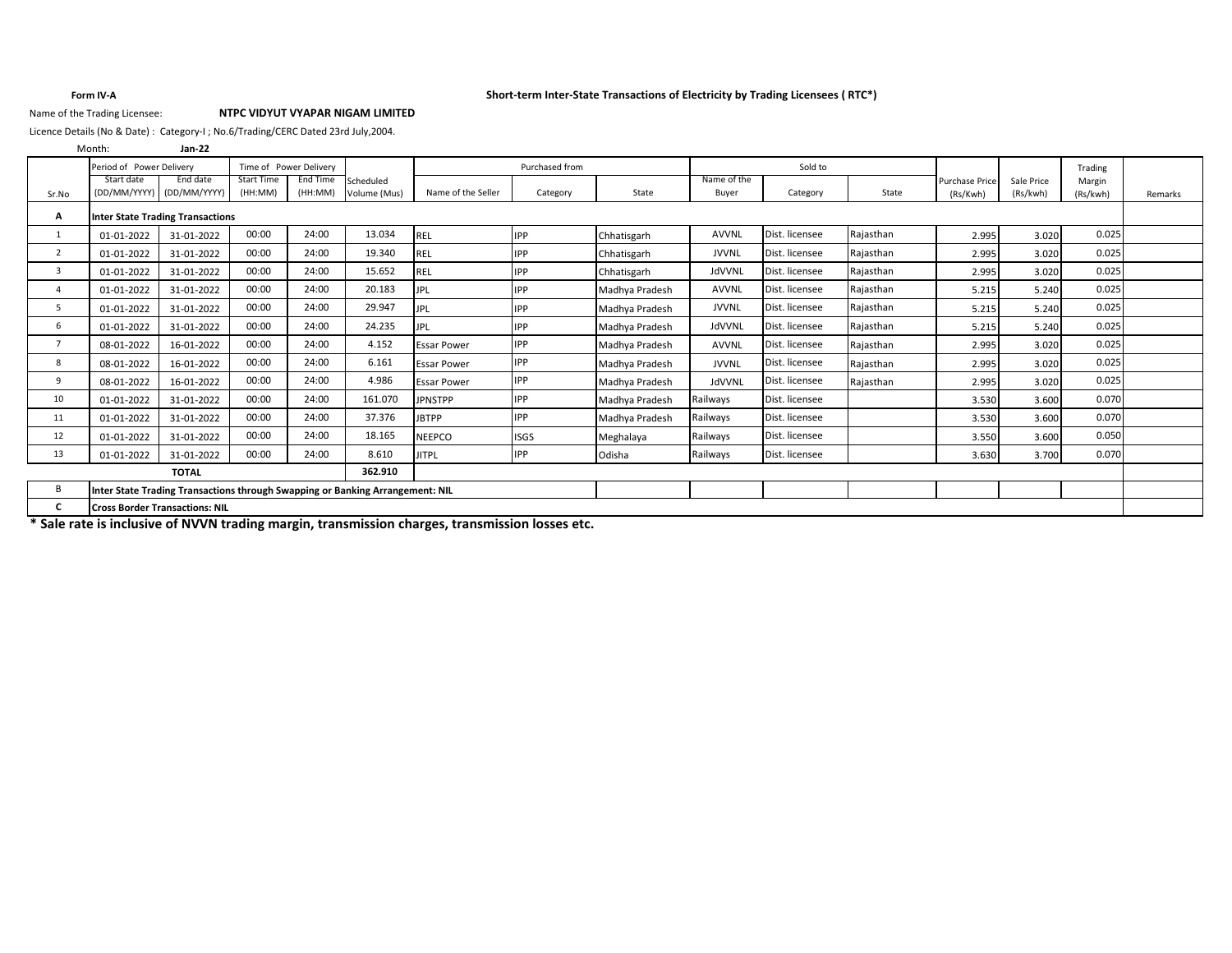**Form IV-A**

**Short-term Inter-State Transactions of Electricity by Trading Licensees ( RTC*)**

Name of the Trading Licensee: **NTPC VIDYUT VYAPAR NIGAM LIMITED**

Licence Details (No & Date) : Category-I ; No.6/Trading/CERC Dated 23rd July,2004.

Month: **Jan-22**

| Sr.No | Period of Power Delivery | | Time of Power Delivery | | Scheduled Volume (Mus) | Purchased from | | | Sold to | | | Purchase Price (Rs/Kwh) | Sale Price (Rs/kwh) | Trading Margin (Rs/kwh) | Remarks |
|---|---|---|---|---|---|---|---|---|---|---|---|---|---|---|---|
| | Start date (DD/MM/YYYY) | End date (DD/MM/YYYY) | Start Time (HH:MM) | End Time (HH:MM) | | Name of the Seller | Category | State | Name of the Buyer | Category | State | | | | |
| **A** | **Inter State Trading Transactions** | | | | | | | | | | | | | | |
| 1 | 01-01-2022 | 31-01-2022 | 00:00 | 24:00 | 13.034 | REL | IPP | Chhatisgarh | AVVNL | Dist. licensee | Rajasthan | 2.995 | 3.020 | 0.025 | |
| 2 | 01-01-2022 | 31-01-2022 | 00:00 | 24:00 | 19.340 | REL | IPP | Chhatisgarh | JVVNL | Dist. licensee | Rajasthan | 2.995 | 3.020 | 0.025 | |
| 3 | 01-01-2022 | 31-01-2022 | 00:00 | 24:00 | 15.652 | REL | IPP | Chhatisgarh | JdVVNL | Dist. licensee | Rajasthan | 2.995 | 3.020 | 0.025 | |
| 4 | 01-01-2022 | 31-01-2022 | 00:00 | 24:00 | 20.183 | JPL | IPP | Madhya Pradesh | AVVNL | Dist. licensee | Rajasthan | 5.215 | 5.240 | 0.025 | |
| 5 | 01-01-2022 | 31-01-2022 | 00:00 | 24:00 | 29.947 | JPL | IPP | Madhya Pradesh | JVVNL | Dist. licensee | Rajasthan | 5.215 | 5.240 | 0.025 | |
| 6 | 01-01-2022 | 31-01-2022 | 00:00 | 24:00 | 24.235 | JPL | IPP | Madhya Pradesh | JdVVNL | Dist. licensee | Rajasthan | 5.215 | 5.240 | 0.025 | |
| 7 | 08-01-2022 | 16-01-2022 | 00:00 | 24:00 | 4.152 | Essar Power | IPP | Madhya Pradesh | AVVNL | Dist. licensee | Rajasthan | 2.995 | 3.020 | 0.025 | |
| 8 | 08-01-2022 | 16-01-2022 | 00:00 | 24:00 | 6.161 | Essar Power | IPP | Madhya Pradesh | JVVNL | Dist. licensee | Rajasthan | 2.995 | 3.020 | 0.025 | |
| 9 | 08-01-2022 | 16-01-2022 | 00:00 | 24:00 | 4.986 | Essar Power | IPP | Madhya Pradesh | JdVVNL | Dist. licensee | Rajasthan | 2.995 | 3.020 | 0.025 | |
| 10 | 01-01-2022 | 31-01-2022 | 00:00 | 24:00 | 161.070 | JPNSTPP | IPP | Madhya Pradesh | Railways | Dist. licensee | | 3.530 | 3.600 | 0.070 | |
| 11 | 01-01-2022 | 31-01-2022 | 00:00 | 24:00 | 37.376 | JBTPP | IPP | Madhya Pradesh | Railways | Dist. licensee | | 3.530 | 3.600 | 0.070 | |
| 12 | 01-01-2022 | 31-01-2022 | 00:00 | 24:00 | 18.165 | NEEPCO | ISGS | Meghalaya | Railways | Dist. licensee | | 3.550 | 3.600 | 0.050 | |
| 13 | 01-01-2022 | 31-01-2022 | 00:00 | 24:00 | 8.610 | JITPL | IPP | Odisha | Railways | Dist. licensee | | 3.630 | 3.700 | 0.070 | |
| | **TOTAL** | | | | **362.910** | | | | | | | | | | |
| B | **Inter State Trading Transactions through Swapping or Banking Arrangement: NIL** | | | | | | | | | | | | | | |
| **C** | **Cross Border Transactions: NIL** | | | | | | | | | | | | | | |

**\* Sale rate is inclusive of NVVN trading margin, transmission charges, transmission losses etc.**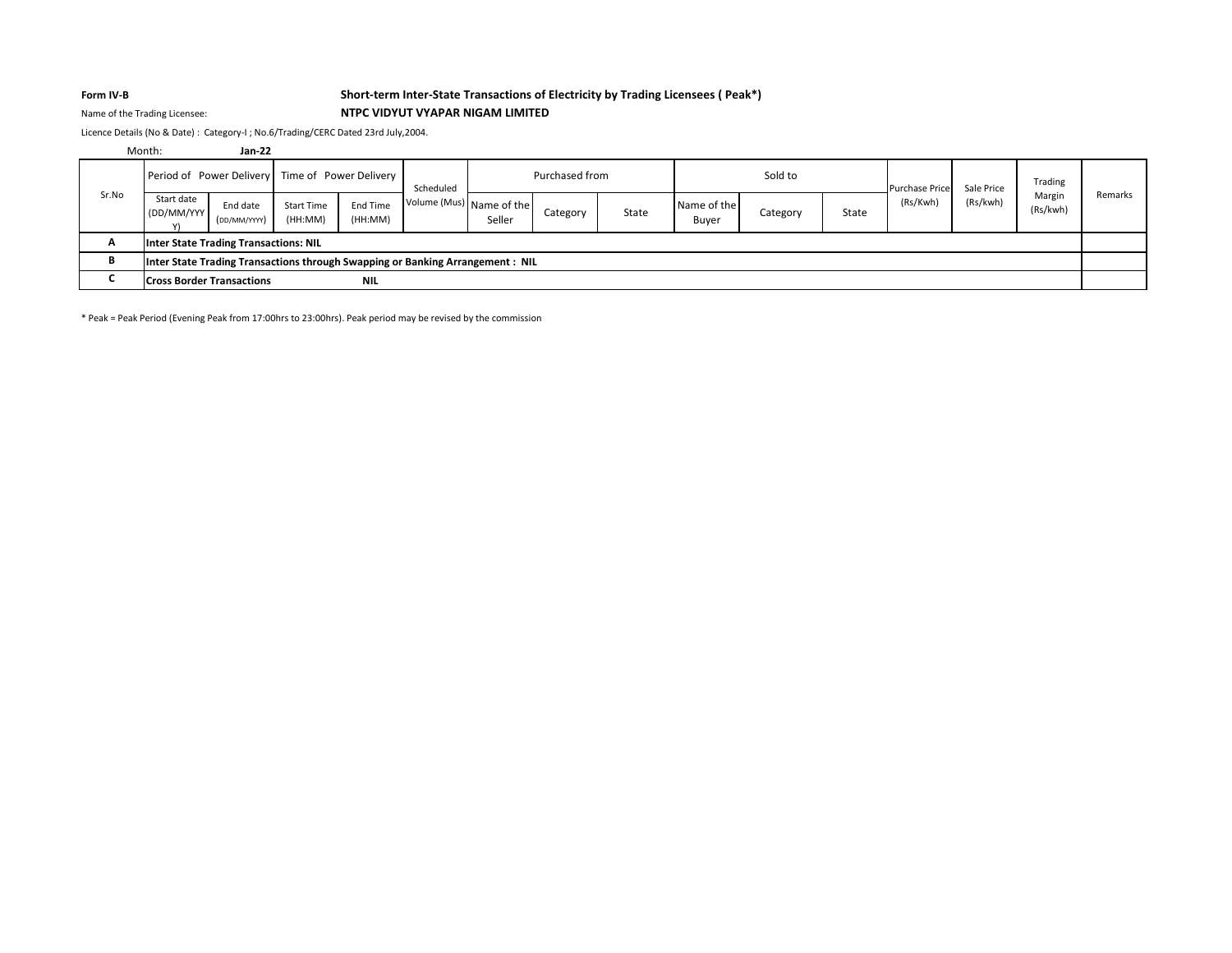**Form IV-B**

## Short-term Inter-State Transactions of Electricity by Trading Licensees ( Peak*)

Name of the Trading Licensee: **NTPC VIDYUT VYAPAR NIGAM LIMITED**

Licence Details (No & Date) : Category-I ; No.6/Trading/CERC Dated 23rd July,2004.

Month: **Jan-22**

| Sr.No | Period of Power Delivery | | Time of Power Delivery | | Scheduled Volume (Mus) | Purchased from | | | Sold to | | | Purchase Price (Rs/Kwh) | Sale Price (Rs/kwh) | Trading Margin (Rs/kwh) | Remarks |
|---|---|---|---|---|---|---|---|---|---|---|---|---|---|---|---|
| | Start date (DD/MM/YYYY) | End date (DD/MM/YYYY) | Start Time (HH:MM) | End Time (HH:MM) | | Name of the Seller | Category | State | Name of the Buyer | Category | State | | | | |
| **A** | **Inter State Trading Transactions: NIL** | | | | | | | | | | | | | | |
| **B** | **Inter State Trading Transactions through Swapping or Banking Arrangement : NIL** | | | | | | | | | | | | | | |
| **C** | **Cross Border Transactions NIL** | | | | | | | | | | | | | | |

* Peak = Peak Period (Evening Peak from 17:00hrs to 23:00hrs). Peak period may be revised by the commission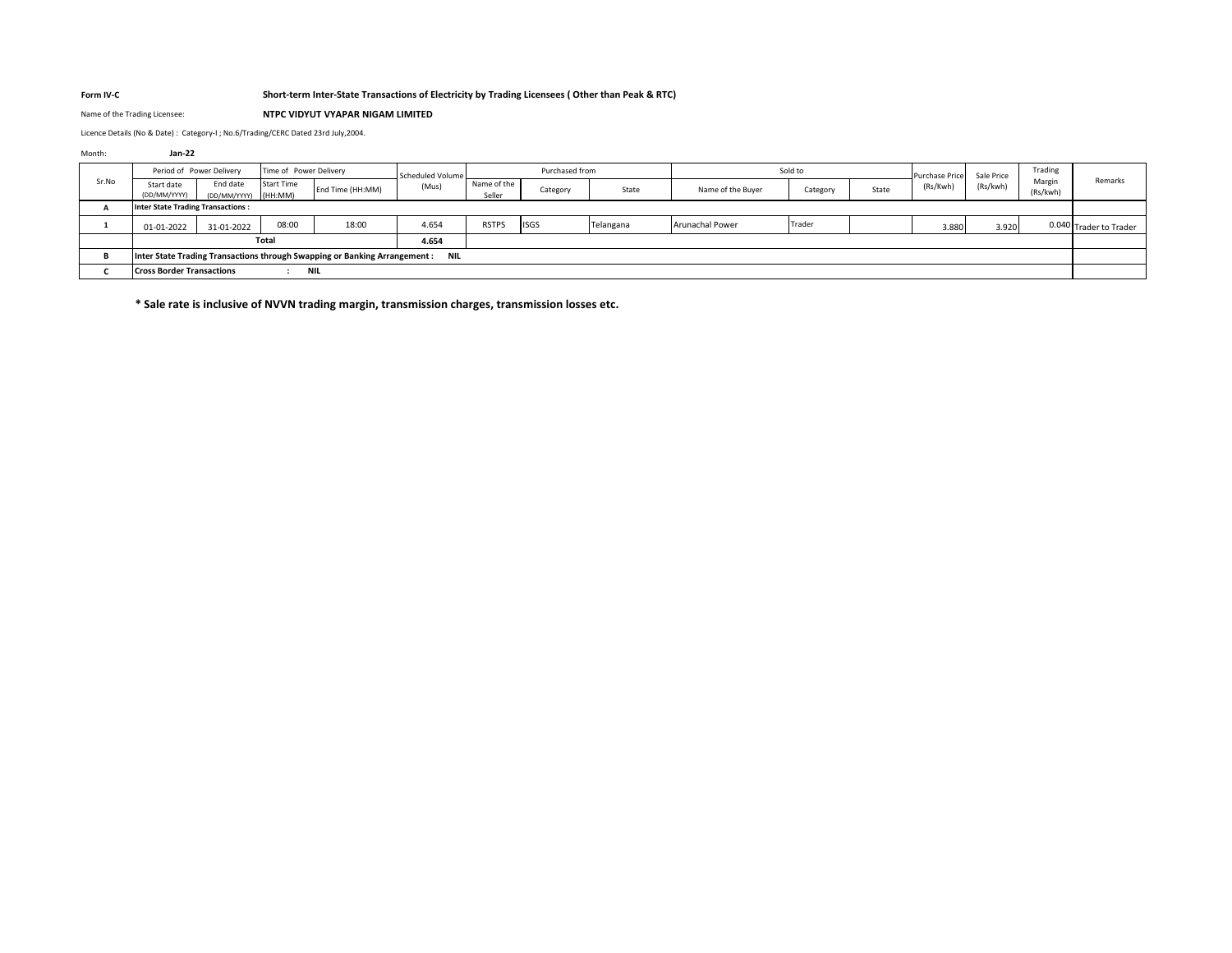**Form IV-C** **Short-term Inter-State Transactions of Electricity by Trading Licensees ( Other than Peak & RTC)**

Name of the Trading Licensee: **NTPC VIDYUT VYAPAR NIGAM LIMITED**

Licence Details (No & Date) : Category-I ; No.6/Trading/CERC Dated 23rd July,2004.

Month: **Jan-22**

| Sr.No | Period of Power Delivery | | Time of Power Delivery | | Scheduled Volume (Mus) | Purchased from | | | Sold to | | | Purchase Price (Rs/Kwh) | Sale Price (Rs/kwh) | Trading Margin (Rs/kwh) | Remarks |
|---|---|---|---|---|---|---|---|---|---|---|---|---|---|---|---|
| | Start date (DD/MM/YYYY) | End date (DD/MM/YYYY) | Start Time (HH:MM) | End Time (HH:MM) | | Name of the Seller | Category | State | Name of the Buyer | Category | State | | | | |
| **A** | **Inter State Trading Transactions :** | | | | | | | | | | | | | | |
| **1** | 01-01-2022 | 31-01-2022 | 08:00 | 18:00 | 4.654 | RSTPS | ISGS | Telangana | Arunachal Power | Trader | | 3.880 | 3.920 | 0.040 | Trader to Trader |
| | **Total** | | | | **4.654** | | | | | | | | | | |
| **B** | **Inter State Trading Transactions through Swapping or Banking Arrangement : NIL** | | | | | | | | | | | | | | |
| **C** | **Cross Border Transactions : NIL** | | | | | | | | | | | | | | |

**\* Sale rate is inclusive of NVVN trading margin, transmission charges, transmission losses etc.**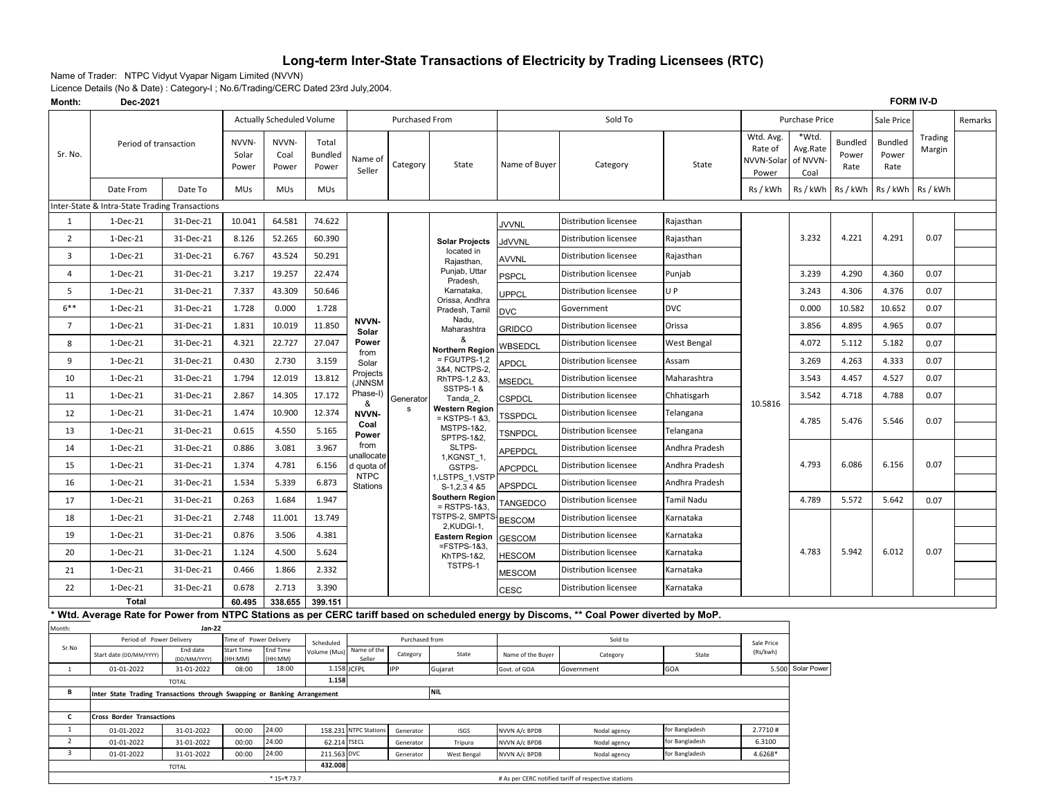# Long-term Inter-State Transactions of Electricity by Trading Licensees (RTC)

Name of Trader: NTPC Vidyut Vyapar Nigam Limited (NVVN)

Licence Details (No & Date) : Category-I ; No.6/Trading/CERC Dated 23rd July,2004.

**Month: Dec-2021**

**FORM IV-D**

| Sr. No. | Period of transaction | | Actually Scheduled Volume | | | Purchased From | | | Sold To | | | Purchase Price | | | Sale Price | | Remarks |
|---|---|---|---|---|---|---|---|---|---|---|---|---|---|---|---|---|---|
| | | | NVVN-Solar Power | NVVN-Coal Power | Total Bundled Power | Name of Seller | Category | State | Name of Buyer | Category | State | Wtd. Avg. Rate of NVVN-Solar Power | *Wtd. Avg.Rate of NVVN-Coal | Bundled Power Rate | Bundled Power Rate | Trading Margin | |
| | Date From | Date To | MUs | MUs | MUs | | | | | | | Rs / kWh | Rs / kWh | Rs / kWh | Rs / kWh | Rs / kWh | |
| Inter-State & Intra-State Trading Transactions | | | | | | | | | | | | | | | | | |
| 1 | 1-Dec-21 | 31-Dec-21 | 10.041 | 64.581 | 74.622 | NVVN-Solar Power from Solar Projects (JNNSM Phase-I) & NVVN-Coal Power from unallocated quota of NTPC Stations | Generators | **Solar Projects** located in Rajasthan, Punjab, Uttar Pradesh, Karnataka, Orissa, Andhra Pradesh, Tamil Nadu, Maharashtra & **Northern Region** = FGUTPS-1,2 3&4, NCTPS-2, RhTPS-1,2 &3, SSTPS-1 & Tanda_2, **Western Region** = KSTPS-1 &3, MSTPS-1&2, SPTPS-1&2, SLTPS-1,KGNST_1, GSTPS-1,LSTPS_1,VSTPS-1,2,3 4 &5 **Southern Region** = RSTPS-1&3, TSTPS-2, SMPTS-2,KUDGI-1, **Eastern Region** =FSTPS-1&3, KhTPS-1&2, TSTPS-1 | JVVNL | Distribution licensee | Rajasthan | 10.5816 | 3.232 | 4.221 | 4.291 | 0.07 | |
| 2 | 1-Dec-21 | 31-Dec-21 | 8.126 | 52.265 | 60.390 | | | | JdVVNL | Distribution licensee | Rajasthan | | | | | | |
| 3 | 1-Dec-21 | 31-Dec-21 | 6.767 | 43.524 | 50.291 | | | | AVVNL | Distribution licensee | Rajasthan | | | | | | |
| 4 | 1-Dec-21 | 31-Dec-21 | 3.217 | 19.257 | 22.474 | | | | PSPCL | Distribution licensee | Punjab | | 3.239 | 4.290 | 4.360 | 0.07 | |
| 5 | 1-Dec-21 | 31-Dec-21 | 7.337 | 43.309 | 50.646 | | | | UPPCL | Distribution licensee | U P | | 3.243 | 4.306 | 4.376 | 0.07 | |
| 6** | 1-Dec-21 | 31-Dec-21 | 1.728 | 0.000 | 1.728 | | | | DVC | Government | DVC | | 0.000 | 10.582 | 10.652 | 0.07 | |
| 7 | 1-Dec-21 | 31-Dec-21 | 1.831 | 10.019 | 11.850 | | | | GRIDCO | Distribution licensee | Orissa | | 3.856 | 4.895 | 4.965 | 0.07 | |
| 8 | 1-Dec-21 | 31-Dec-21 | 4.321 | 22.727 | 27.047 | | | | WBSEDCL | Distribution licensee | West Bengal | | 4.072 | 5.112 | 5.182 | 0.07 | |
| 9 | 1-Dec-21 | 31-Dec-21 | 0.430 | 2.730 | 3.159 | | | | APDCL | Distribution licensee | Assam | | 3.269 | 4.263 | 4.333 | 0.07 | |
| 10 | 1-Dec-21 | 31-Dec-21 | 1.794 | 12.019 | 13.812 | | | | MSEDCL | Distribution licensee | Maharashtra | | 3.543 | 4.457 | 4.527 | 0.07 | |
| 11 | 1-Dec-21 | 31-Dec-21 | 2.867 | 14.305 | 17.172 | | | | CSPDCL | Distribution licensee | Chhatisgarh | | 3.542 | 4.718 | 4.788 | 0.07 | |
| 12 | 1-Dec-21 | 31-Dec-21 | 1.474 | 10.900 | 12.374 | | | | TSSPDCL | Distribution licensee | Telangana | | 4.785 | 5.476 | 5.546 | 0.07 | |
| 13 | 1-Dec-21 | 31-Dec-21 | 0.615 | 4.550 | 5.165 | | | | TSNPDCL | Distribution licensee | Telangana | | | | | | |
| 14 | 1-Dec-21 | 31-Dec-21 | 0.886 | 3.081 | 3.967 | | | | APEPDCL | Distribution licensee | Andhra Pradesh | | 4.793 | 6.086 | 6.156 | 0.07 | |
| 15 | 1-Dec-21 | 31-Dec-21 | 1.374 | 4.781 | 6.156 | | | | APCPDCL | Distribution licensee | Andhra Pradesh | | | | | | |
| 16 | 1-Dec-21 | 31-Dec-21 | 1.534 | 5.339 | 6.873 | | | | APSPDCL | Distribution licensee | Andhra Pradesh | | | | | | |
| 17 | 1-Dec-21 | 31-Dec-21 | 0.263 | 1.684 | 1.947 | | | | TANGEDCO | Distribution licensee | Tamil Nadu | | 4.789 | 5.572 | 5.642 | 0.07 | |
| 18 | 1-Dec-21 | 31-Dec-21 | 2.748 | 11.001 | 13.749 | | | | BESCOM | Distribution licensee | Karnataka | | 4.783 | 5.942 | 6.012 | 0.07 | |
| 19 | 1-Dec-21 | 31-Dec-21 | 0.876 | 3.506 | 4.381 | | | | GESCOM | Distribution licensee | Karnataka | | | | | | |
| 20 | 1-Dec-21 | 31-Dec-21 | 1.124 | 4.500 | 5.624 | | | | HESCOM | Distribution licensee | Karnataka | | | | | | |
| 21 | 1-Dec-21 | 31-Dec-21 | 0.466 | 1.866 | 2.332 | | | | MESCOM | Distribution licensee | Karnataka | | | | | | |
| 22 | 1-Dec-21 | 31-Dec-21 | 0.678 | 2.713 | 3.390 | | | | CESC | Distribution licensee | Karnataka | | | | | | |
| | **Total** | | **60.495** | **338.655** | **399.151** | | | | | | | | | | | | |

**\* Wtd. Average Rate for Power from NTPC Stations as per CERC tariff based on scheduled energy by Discoms, \*\* Coal Power diverted by MoP.**

Month: **Jan-22**

| Sr.No | Period of Power Delivery | | Time of Power Delivery | | Scheduled Volume (Mus) | Purchased from | | | Sold to | | | Sale Price (Rs/kwh) | |
|---|---|---|---|---|---|---|---|---|---|---|---|---|---|
| | Start date (DD/MM/YYYY) | End date (DD/MM/YYYY) | Start Time (HH:MM) | End Time (HH:MM) | | Name of the Seller | Category | State | Name of the Buyer | Category | State | | |
| 1 | 01-01-2022 | 31-01-2022 | 08:00 | 18:00 | 1.158 | JCFPL | IPP | Gujarat | Govt. of GOA | Government | GOA | 5.500 | Solar Power |
| | TOTAL | | | | **1.158** | | | | | | | | |
| **B** | **Inter State Trading Transactions through Swapping or Banking Arrangement** | | | | | | | **NIL** | | | | | |
| | | | | | | | | | | | | | |
| **C** | **Cross Border Transactions** | | | | | | | | | | | | |
| 1 | 01-01-2022 | 31-01-2022 | 00:00 | 24:00 | 158.231 | NTPC Stations | Generator | ISGS | NVVN A/c BPDB | Nodal agency | for Bangladesh | 2.7710 # | |
| 2 | 01-01-2022 | 31-01-2022 | 00:00 | 24:00 | 62.214 | TSECL | Generator | Tripura | NVVN A/c BPDB | Nodal agency | for Bangladesh | 6.3100 | |
| 3 | 01-01-2022 | 31-01-2022 | 00:00 | 24:00 | 211.563 | DVC | Generator | West Bengal | NVVN A/c BPDB | Nodal agency | for Bangladesh | 4.6268* | |
| | TOTAL | | | | **432.008** | | | | | | | | |
| | | | * 1$=₹ 73.7 | | | | | | # As per CERC notified tariff of respective stations | | | | |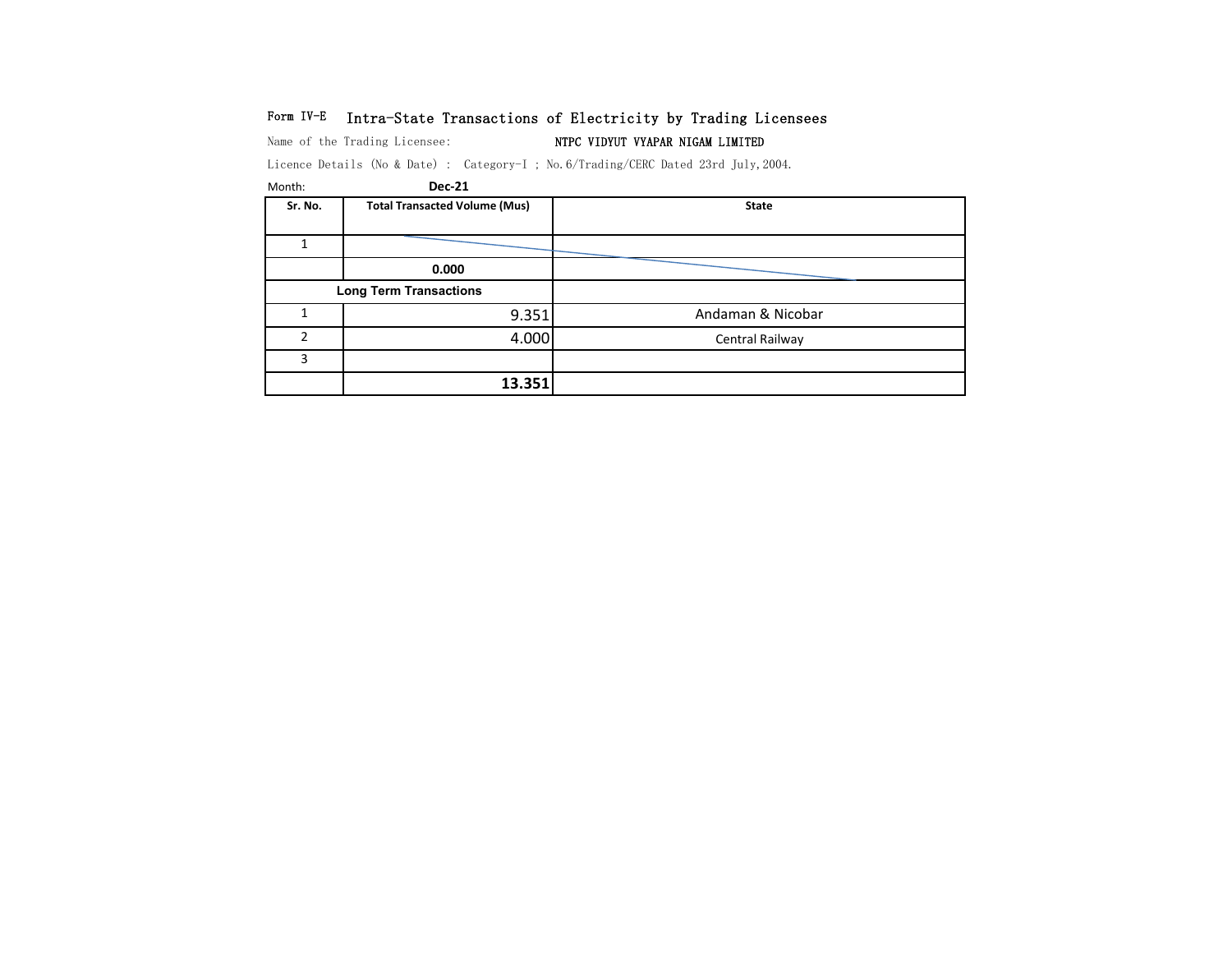Form IV-E Intra-State Transactions of Electricity by Trading Licensees

Name of the Trading Licensee: NTPC VIDYUT VYAPAR NIGAM LIMITED

Licence Details (No & Date) : Category-I ; No.6/Trading/CERC Dated 23rd July,2004.

Month: **Dec-21**

| Sr. No. | Total Transacted Volume (Mus) | State |
|---|---|---|
| 1 | | |
| | **0.000** | |
| **Long Term Transactions** | | |
| 1 | 9.351 | Andaman & Nicobar |
| 2 | 4.000 | Central Railway |
| 3 | | |
| | **13.351** | |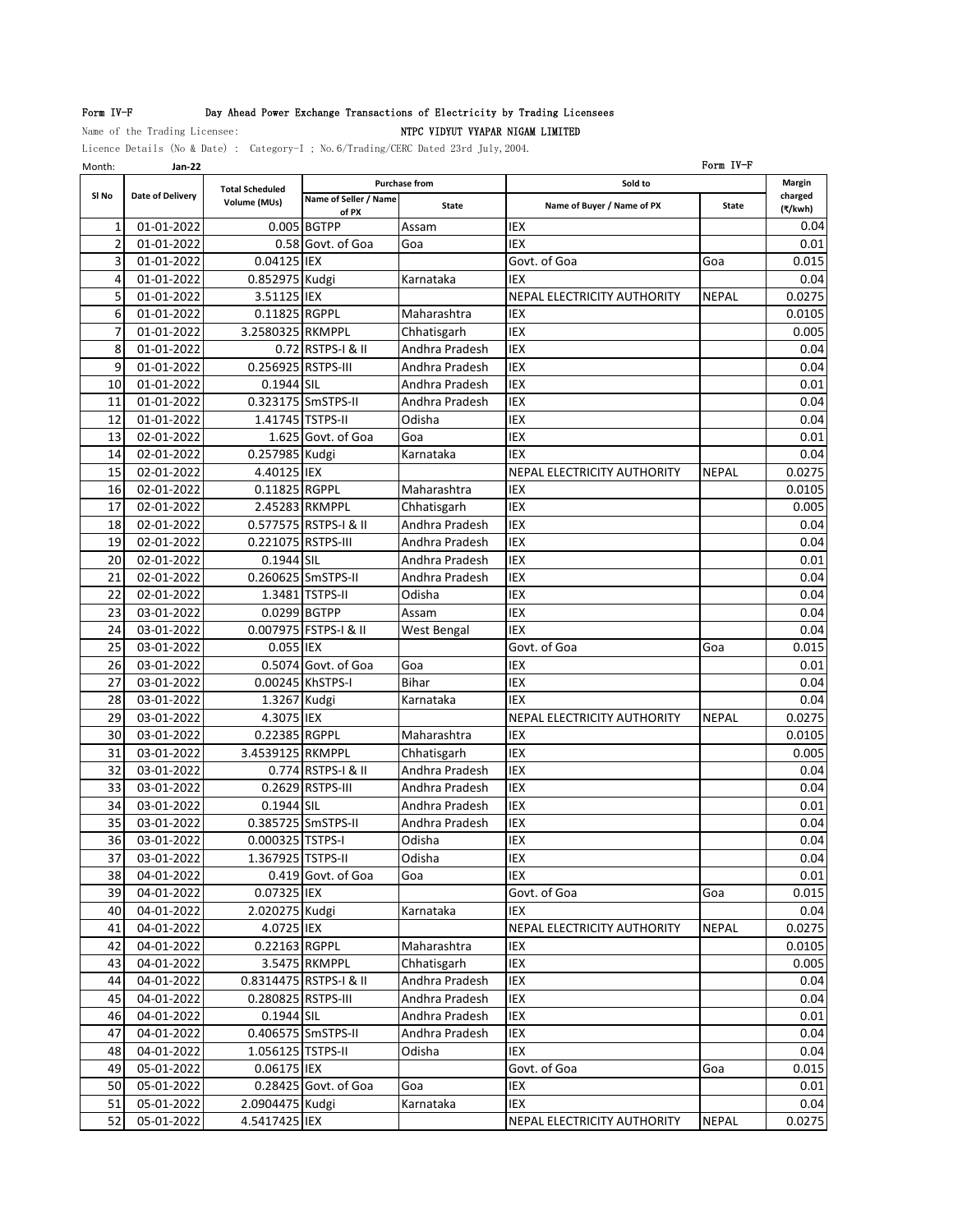Form IV-F Day Ahead Power Exchange Transactions of Electricity by Trading Licensees

Name of the Trading Licensee: NTPC VIDYUT VYAPAR NIGAM LIMITED

Licence Details (No & Date) : Category-I ; No.6/Trading/CERC Dated 23rd July,2004.

Month: **Jan-22** Form IV-F

| Sl No | Date of Delivery | Total Scheduled Volume (MUs) | Purchase from | | Sold to | | Margin charged (₹/kwh) |
|---|---|---|---|---|---|---|---|
| | | | Name of Seller / Name of PX | State | Name of Buyer / Name of PX | State | |
| 1 | 01-01-2022 | 0.005 | BGTPP | Assam | IEX | | 0.04 |
| 2 | 01-01-2022 | 0.58 | Govt. of Goa | Goa | IEX | | 0.01 |
| 3 | 01-01-2022 | 0.04125 | IEX | | Govt. of Goa | Goa | 0.015 |
| 4 | 01-01-2022 | 0.852975 | Kudgi | Karnataka | IEX | | 0.04 |
| 5 | 01-01-2022 | 3.51125 | IEX | | NEPAL ELECTRICITY AUTHORITY | NEPAL | 0.0275 |
| 6 | 01-01-2022 | 0.11825 | RGPPL | Maharashtra | IEX | | 0.0105 |
| 7 | 01-01-2022 | 3.2580325 | RKMPPL | Chhatisgarh | IEX | | 0.005 |
| 8 | 01-01-2022 | 0.72 | RSTPS-I & II | Andhra Pradesh | IEX | | 0.04 |
| 9 | 01-01-2022 | 0.256925 | RSTPS-III | Andhra Pradesh | IEX | | 0.04 |
| 10 | 01-01-2022 | 0.1944 | SIL | Andhra Pradesh | IEX | | 0.01 |
| 11 | 01-01-2022 | 0.323175 | SmSTPS-II | Andhra Pradesh | IEX | | 0.04 |
| 12 | 01-01-2022 | 1.41745 | TSTPS-II | Odisha | IEX | | 0.04 |
| 13 | 02-01-2022 | 1.625 | Govt. of Goa | Goa | IEX | | 0.01 |
| 14 | 02-01-2022 | 0.257985 | Kudgi | Karnataka | IEX | | 0.04 |
| 15 | 02-01-2022 | 4.40125 | IEX | | NEPAL ELECTRICITY AUTHORITY | NEPAL | 0.0275 |
| 16 | 02-01-2022 | 0.11825 | RGPPL | Maharashtra | IEX | | 0.0105 |
| 17 | 02-01-2022 | 2.45283 | RKMPPL | Chhatisgarh | IEX | | 0.005 |
| 18 | 02-01-2022 | 0.577575 | RSTPS-I & II | Andhra Pradesh | IEX | | 0.04 |
| 19 | 02-01-2022 | 0.221075 | RSTPS-III | Andhra Pradesh | IEX | | 0.04 |
| 20 | 02-01-2022 | 0.1944 | SIL | Andhra Pradesh | IEX | | 0.01 |
| 21 | 02-01-2022 | 0.260625 | SmSTPS-II | Andhra Pradesh | IEX | | 0.04 |
| 22 | 02-01-2022 | 1.3481 | TSTPS-II | Odisha | IEX | | 0.04 |
| 23 | 03-01-2022 | 0.0299 | BGTPP | Assam | IEX | | 0.04 |
| 24 | 03-01-2022 | 0.007975 | FSTPS-I & II | West Bengal | IEX | | 0.04 |
| 25 | 03-01-2022 | 0.055 | IEX | | Govt. of Goa | Goa | 0.015 |
| 26 | 03-01-2022 | 0.5074 | Govt. of Goa | Goa | IEX | | 0.01 |
| 27 | 03-01-2022 | 0.00245 | KhSTPS-I | Bihar | IEX | | 0.04 |
| 28 | 03-01-2022 | 1.3267 | Kudgi | Karnataka | IEX | | 0.04 |
| 29 | 03-01-2022 | 4.3075 | IEX | | NEPAL ELECTRICITY AUTHORITY | NEPAL | 0.0275 |
| 30 | 03-01-2022 | 0.22385 | RGPPL | Maharashtra | IEX | | 0.0105 |
| 31 | 03-01-2022 | 3.4539125 | RKMPPL | Chhatisgarh | IEX | | 0.005 |
| 32 | 03-01-2022 | 0.774 | RSTPS-I & II | Andhra Pradesh | IEX | | 0.04 |
| 33 | 03-01-2022 | 0.2629 | RSTPS-III | Andhra Pradesh | IEX | | 0.04 |
| 34 | 03-01-2022 | 0.1944 | SIL | Andhra Pradesh | IEX | | 0.01 |
| 35 | 03-01-2022 | 0.385725 | SmSTPS-II | Andhra Pradesh | IEX | | 0.04 |
| 36 | 03-01-2022 | 0.000325 | TSTPS-I | Odisha | IEX | | 0.04 |
| 37 | 03-01-2022 | 1.367925 | TSTPS-II | Odisha | IEX | | 0.04 |
| 38 | 04-01-2022 | 0.419 | Govt. of Goa | Goa | IEX | | 0.01 |
| 39 | 04-01-2022 | 0.07325 | IEX | | Govt. of Goa | Goa | 0.015 |
| 40 | 04-01-2022 | 2.020275 | Kudgi | Karnataka | IEX | | 0.04 |
| 41 | 04-01-2022 | 4.0725 | IEX | | NEPAL ELECTRICITY AUTHORITY | NEPAL | 0.0275 |
| 42 | 04-01-2022 | 0.22163 | RGPPL | Maharashtra | IEX | | 0.0105 |
| 43 | 04-01-2022 | 3.5475 | RKMPPL | Chhatisgarh | IEX | | 0.005 |
| 44 | 04-01-2022 | 0.8314475 | RSTPS-I & II | Andhra Pradesh | IEX | | 0.04 |
| 45 | 04-01-2022 | 0.280825 | RSTPS-III | Andhra Pradesh | IEX | | 0.04 |
| 46 | 04-01-2022 | 0.1944 | SIL | Andhra Pradesh | IEX | | 0.01 |
| 47 | 04-01-2022 | 0.406575 | SmSTPS-II | Andhra Pradesh | IEX | | 0.04 |
| 48 | 04-01-2022 | 1.056125 | TSTPS-II | Odisha | IEX | | 0.04 |
| 49 | 05-01-2022 | 0.06175 | IEX | | Govt. of Goa | Goa | 0.015 |
| 50 | 05-01-2022 | 0.28425 | Govt. of Goa | Goa | IEX | | 0.01 |
| 51 | 05-01-2022 | 2.0904475 | Kudgi | Karnataka | IEX | | 0.04 |
| 52 | 05-01-2022 | 4.5417425 | IEX | | NEPAL ELECTRICITY AUTHORITY | NEPAL | 0.0275 |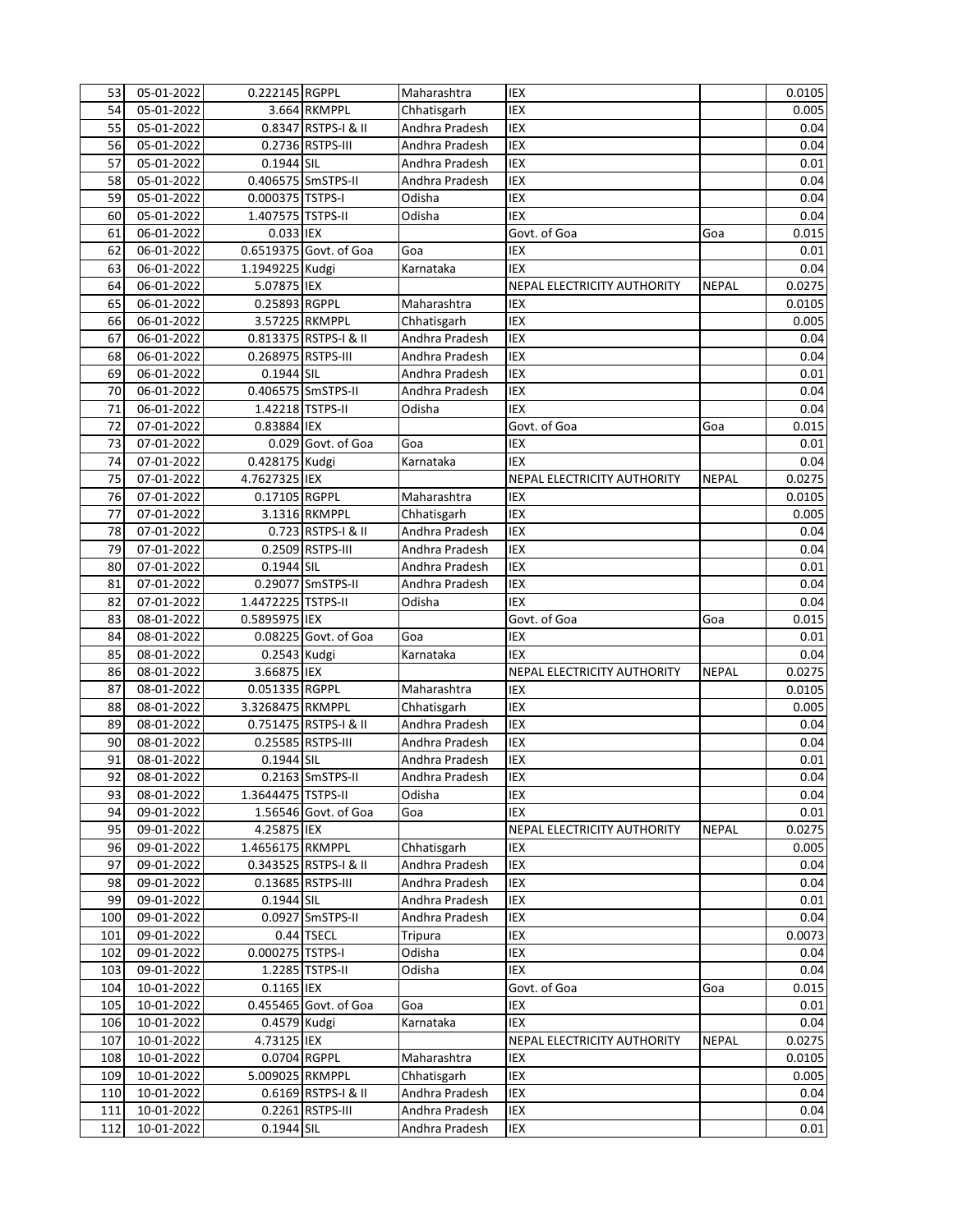| 53 | 05-01-2022 | 0.222145 | RGPPL | Maharashtra | IEX | | 0.0105 |
|---|---|---|---|---|---|---|---|
| 54 | 05-01-2022 | 3.664 | RKMPPL | Chhatisgarh | IEX | | 0.005 |
| 55 | 05-01-2022 | 0.8347 | RSTPS-I & II | Andhra Pradesh | IEX | | 0.04 |
| 56 | 05-01-2022 | 0.2736 | RSTPS-III | Andhra Pradesh | IEX | | 0.04 |
| 57 | 05-01-2022 | 0.1944 | SIL | Andhra Pradesh | IEX | | 0.01 |
| 58 | 05-01-2022 | 0.406575 | SmSTPS-II | Andhra Pradesh | IEX | | 0.04 |
| 59 | 05-01-2022 | 0.000375 | TSTPS-I | Odisha | IEX | | 0.04 |
| 60 | 05-01-2022 | 1.407575 | TSTPS-II | Odisha | IEX | | 0.04 |
| 61 | 06-01-2022 | 0.033 | IEX | | Govt. of Goa | Goa | 0.015 |
| 62 | 06-01-2022 | 0.6519375 | Govt. of Goa | Goa | IEX | | 0.01 |
| 63 | 06-01-2022 | 1.1949225 | Kudgi | Karnataka | IEX | | 0.04 |
| 64 | 06-01-2022 | 5.07875 | IEX | | NEPAL ELECTRICITY AUTHORITY | NEPAL | 0.0275 |
| 65 | 06-01-2022 | 0.25893 | RGPPL | Maharashtra | IEX | | 0.0105 |
| 66 | 06-01-2022 | 3.57225 | RKMPPL | Chhatisgarh | IEX | | 0.005 |
| 67 | 06-01-2022 | 0.813375 | RSTPS-I & II | Andhra Pradesh | IEX | | 0.04 |
| 68 | 06-01-2022 | 0.268975 | RSTPS-III | Andhra Pradesh | IEX | | 0.04 |
| 69 | 06-01-2022 | 0.1944 | SIL | Andhra Pradesh | IEX | | 0.01 |
| 70 | 06-01-2022 | 0.406575 | SmSTPS-II | Andhra Pradesh | IEX | | 0.04 |
| 71 | 06-01-2022 | 1.42218 | TSTPS-II | Odisha | IEX | | 0.04 |
| 72 | 07-01-2022 | 0.83884 | IEX | | Govt. of Goa | Goa | 0.015 |
| 73 | 07-01-2022 | 0.029 | Govt. of Goa | Goa | IEX | | 0.01 |
| 74 | 07-01-2022 | 0.428175 | Kudgi | Karnataka | IEX | | 0.04 |
| 75 | 07-01-2022 | 4.7627325 | IEX | | NEPAL ELECTRICITY AUTHORITY | NEPAL | 0.0275 |
| 76 | 07-01-2022 | 0.17105 | RGPPL | Maharashtra | IEX | | 0.0105 |
| 77 | 07-01-2022 | 3.1316 | RKMPPL | Chhatisgarh | IEX | | 0.005 |
| 78 | 07-01-2022 | 0.723 | RSTPS-I & II | Andhra Pradesh | IEX | | 0.04 |
| 79 | 07-01-2022 | 0.2509 | RSTPS-III | Andhra Pradesh | IEX | | 0.04 |
| 80 | 07-01-2022 | 0.1944 | SIL | Andhra Pradesh | IEX | | 0.01 |
| 81 | 07-01-2022 | 0.29077 | SmSTPS-II | Andhra Pradesh | IEX | | 0.04 |
| 82 | 07-01-2022 | 1.4472225 | TSTPS-II | Odisha | IEX | | 0.04 |
| 83 | 08-01-2022 | 0.5895975 | IEX | | Govt. of Goa | Goa | 0.015 |
| 84 | 08-01-2022 | 0.08225 | Govt. of Goa | Goa | IEX | | 0.01 |
| 85 | 08-01-2022 | 0.2543 | Kudgi | Karnataka | IEX | | 0.04 |
| 86 | 08-01-2022 | 3.66875 | IEX | | NEPAL ELECTRICITY AUTHORITY | NEPAL | 0.0275 |
| 87 | 08-01-2022 | 0.051335 | RGPPL | Maharashtra | IEX | | 0.0105 |
| 88 | 08-01-2022 | 3.3268475 | RKMPPL | Chhatisgarh | IEX | | 0.005 |
| 89 | 08-01-2022 | 0.751475 | RSTPS-I & II | Andhra Pradesh | IEX | | 0.04 |
| 90 | 08-01-2022 | 0.25585 | RSTPS-III | Andhra Pradesh | IEX | | 0.04 |
| 91 | 08-01-2022 | 0.1944 | SIL | Andhra Pradesh | IEX | | 0.01 |
| 92 | 08-01-2022 | 0.2163 | SmSTPS-II | Andhra Pradesh | IEX | | 0.04 |
| 93 | 08-01-2022 | 1.3644475 | TSTPS-II | Odisha | IEX | | 0.04 |
| 94 | 09-01-2022 | 1.56546 | Govt. of Goa | Goa | IEX | | 0.01 |
| 95 | 09-01-2022 | 4.25875 | IEX | | NEPAL ELECTRICITY AUTHORITY | NEPAL | 0.0275 |
| 96 | 09-01-2022 | 1.4656175 | RKMPPL | Chhatisgarh | IEX | | 0.005 |
| 97 | 09-01-2022 | 0.343525 | RSTPS-I & II | Andhra Pradesh | IEX | | 0.04 |
| 98 | 09-01-2022 | 0.13685 | RSTPS-III | Andhra Pradesh | IEX | | 0.04 |
| 99 | 09-01-2022 | 0.1944 | SIL | Andhra Pradesh | IEX | | 0.01 |
| 100 | 09-01-2022 | 0.0927 | SmSTPS-II | Andhra Pradesh | IEX | | 0.04 |
| 101 | 09-01-2022 | 0.44 | TSECL | Tripura | IEX | | 0.0073 |
| 102 | 09-01-2022 | 0.000275 | TSTPS-I | Odisha | IEX | | 0.04 |
| 103 | 09-01-2022 | 1.2285 | TSTPS-II | Odisha | IEX | | 0.04 |
| 104 | 10-01-2022 | 0.1165 | IEX | | Govt. of Goa | Goa | 0.015 |
| 105 | 10-01-2022 | 0.455465 | Govt. of Goa | Goa | IEX | | 0.01 |
| 106 | 10-01-2022 | 0.4579 | Kudgi | Karnataka | IEX | | 0.04 |
| 107 | 10-01-2022 | 4.73125 | IEX | | NEPAL ELECTRICITY AUTHORITY | NEPAL | 0.0275 |
| 108 | 10-01-2022 | 0.0704 | RGPPL | Maharashtra | IEX | | 0.0105 |
| 109 | 10-01-2022 | 5.009025 | RKMPPL | Chhatisgarh | IEX | | 0.005 |
| 110 | 10-01-2022 | 0.6169 | RSTPS-I & II | Andhra Pradesh | IEX | | 0.04 |
| 111 | 10-01-2022 | 0.2261 | RSTPS-III | Andhra Pradesh | IEX | | 0.04 |
| 112 | 10-01-2022 | 0.1944 | SIL | Andhra Pradesh | IEX | | 0.01 |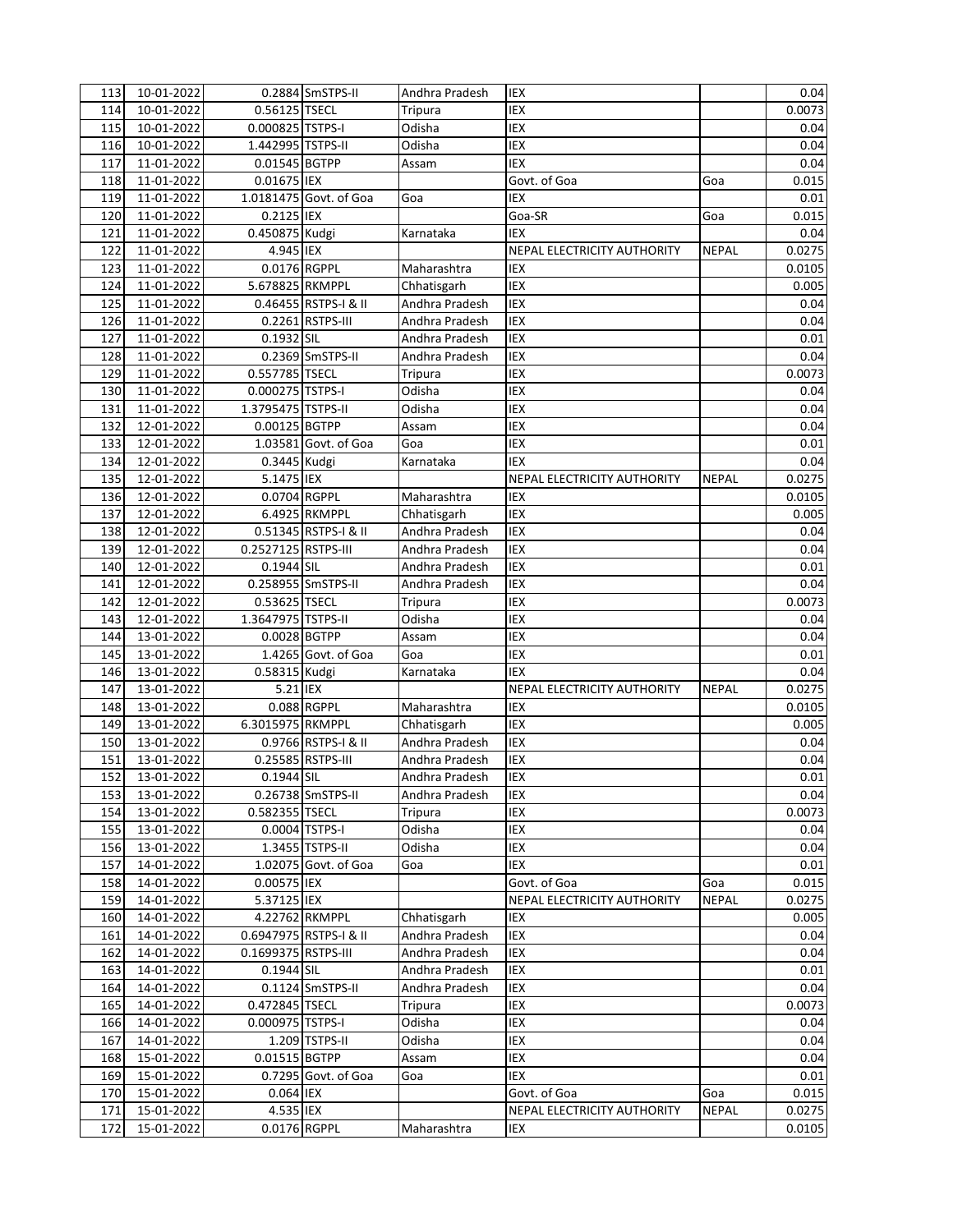| | | | | | | | |
|---|---|---|---|---|---|---|---|
| 113 | 10-01-2022 | 0.2884 | SmSTPS-II | Andhra Pradesh | IEX | | 0.04 |
| 114 | 10-01-2022 | 0.56125 | TSECL | Tripura | IEX | | 0.0073 |
| 115 | 10-01-2022 | 0.000825 | TSTPS-I | Odisha | IEX | | 0.04 |
| 116 | 10-01-2022 | 1.442995 | TSTPS-II | Odisha | IEX | | 0.04 |
| 117 | 11-01-2022 | 0.01545 | BGTPP | Assam | IEX | | 0.04 |
| 118 | 11-01-2022 | 0.01675 | IEX | | Govt. of Goa | Goa | 0.015 |
| 119 | 11-01-2022 | 1.0181475 | Govt. of Goa | Goa | IEX | | 0.01 |
| 120 | 11-01-2022 | 0.2125 | IEX | | Goa-SR | Goa | 0.015 |
| 121 | 11-01-2022 | 0.450875 | Kudgi | Karnataka | IEX | | 0.04 |
| 122 | 11-01-2022 | 4.945 | IEX | | NEPAL ELECTRICITY AUTHORITY | NEPAL | 0.0275 |
| 123 | 11-01-2022 | 0.0176 | RGPPL | Maharashtra | IEX | | 0.0105 |
| 124 | 11-01-2022 | 5.678825 | RKMPPL | Chhatisgarh | IEX | | 0.005 |
| 125 | 11-01-2022 | 0.46455 | RSTPS-I & II | Andhra Pradesh | IEX | | 0.04 |
| 126 | 11-01-2022 | 0.2261 | RSTPS-III | Andhra Pradesh | IEX | | 0.04 |
| 127 | 11-01-2022 | 0.1932 | SIL | Andhra Pradesh | IEX | | 0.01 |
| 128 | 11-01-2022 | 0.2369 | SmSTPS-II | Andhra Pradesh | IEX | | 0.04 |
| 129 | 11-01-2022 | 0.557785 | TSECL | Tripura | IEX | | 0.0073 |
| 130 | 11-01-2022 | 0.000275 | TSTPS-I | Odisha | IEX | | 0.04 |
| 131 | 11-01-2022 | 1.3795475 | TSTPS-II | Odisha | IEX | | 0.04 |
| 132 | 12-01-2022 | 0.00125 | BGTPP | Assam | IEX | | 0.04 |
| 133 | 12-01-2022 | 1.03581 | Govt. of Goa | Goa | IEX | | 0.01 |
| 134 | 12-01-2022 | 0.3445 | Kudgi | Karnataka | IEX | | 0.04 |
| 135 | 12-01-2022 | 5.1475 | IEX | | NEPAL ELECTRICITY AUTHORITY | NEPAL | 0.0275 |
| 136 | 12-01-2022 | 0.0704 | RGPPL | Maharashtra | IEX | | 0.0105 |
| 137 | 12-01-2022 | 6.4925 | RKMPPL | Chhatisgarh | IEX | | 0.005 |
| 138 | 12-01-2022 | 0.51345 | RSTPS-I & II | Andhra Pradesh | IEX | | 0.04 |
| 139 | 12-01-2022 | 0.2527125 | RSTPS-III | Andhra Pradesh | IEX | | 0.04 |
| 140 | 12-01-2022 | 0.1944 | SIL | Andhra Pradesh | IEX | | 0.01 |
| 141 | 12-01-2022 | 0.258955 | SmSTPS-II | Andhra Pradesh | IEX | | 0.04 |
| 142 | 12-01-2022 | 0.53625 | TSECL | Tripura | IEX | | 0.0073 |
| 143 | 12-01-2022 | 1.3647975 | TSTPS-II | Odisha | IEX | | 0.04 |
| 144 | 13-01-2022 | 0.0028 | BGTPP | Assam | IEX | | 0.04 |
| 145 | 13-01-2022 | 1.4265 | Govt. of Goa | Goa | IEX | | 0.01 |
| 146 | 13-01-2022 | 0.58315 | Kudgi | Karnataka | IEX | | 0.04 |
| 147 | 13-01-2022 | 5.21 | IEX | | NEPAL ELECTRICITY AUTHORITY | NEPAL | 0.0275 |
| 148 | 13-01-2022 | 0.088 | RGPPL | Maharashtra | IEX | | 0.0105 |
| 149 | 13-01-2022 | 6.3015975 | RKMPPL | Chhatisgarh | IEX | | 0.005 |
| 150 | 13-01-2022 | 0.9766 | RSTPS-I & II | Andhra Pradesh | IEX | | 0.04 |
| 151 | 13-01-2022 | 0.25585 | RSTPS-III | Andhra Pradesh | IEX | | 0.04 |
| 152 | 13-01-2022 | 0.1944 | SIL | Andhra Pradesh | IEX | | 0.01 |
| 153 | 13-01-2022 | 0.26738 | SmSTPS-II | Andhra Pradesh | IEX | | 0.04 |
| 154 | 13-01-2022 | 0.582355 | TSECL | Tripura | IEX | | 0.0073 |
| 155 | 13-01-2022 | 0.0004 | TSTPS-I | Odisha | IEX | | 0.04 |
| 156 | 13-01-2022 | 1.3455 | TSTPS-II | Odisha | IEX | | 0.04 |
| 157 | 14-01-2022 | 1.02075 | Govt. of Goa | Goa | IEX | | 0.01 |
| 158 | 14-01-2022 | 0.00575 | IEX | | Govt. of Goa | Goa | 0.015 |
| 159 | 14-01-2022 | 5.37125 | IEX | | NEPAL ELECTRICITY AUTHORITY | NEPAL | 0.0275 |
| 160 | 14-01-2022 | 4.22762 | RKMPPL | Chhatisgarh | IEX | | 0.005 |
| 161 | 14-01-2022 | 0.6947975 | RSTPS-I & II | Andhra Pradesh | IEX | | 0.04 |
| 162 | 14-01-2022 | 0.1699375 | RSTPS-III | Andhra Pradesh | IEX | | 0.04 |
| 163 | 14-01-2022 | 0.1944 | SIL | Andhra Pradesh | IEX | | 0.01 |
| 164 | 14-01-2022 | 0.1124 | SmSTPS-II | Andhra Pradesh | IEX | | 0.04 |
| 165 | 14-01-2022 | 0.472845 | TSECL | Tripura | IEX | | 0.0073 |
| 166 | 14-01-2022 | 0.000975 | TSTPS-I | Odisha | IEX | | 0.04 |
| 167 | 14-01-2022 | 1.209 | TSTPS-II | Odisha | IEX | | 0.04 |
| 168 | 15-01-2022 | 0.01515 | BGTPP | Assam | IEX | | 0.04 |
| 169 | 15-01-2022 | 0.7295 | Govt. of Goa | Goa | IEX | | 0.01 |
| 170 | 15-01-2022 | 0.064 | IEX | | Govt. of Goa | Goa | 0.015 |
| 171 | 15-01-2022 | 4.535 | IEX | | NEPAL ELECTRICITY AUTHORITY | NEPAL | 0.0275 |
| 172 | 15-01-2022 | 0.0176 | RGPPL | Maharashtra | IEX | | 0.0105 |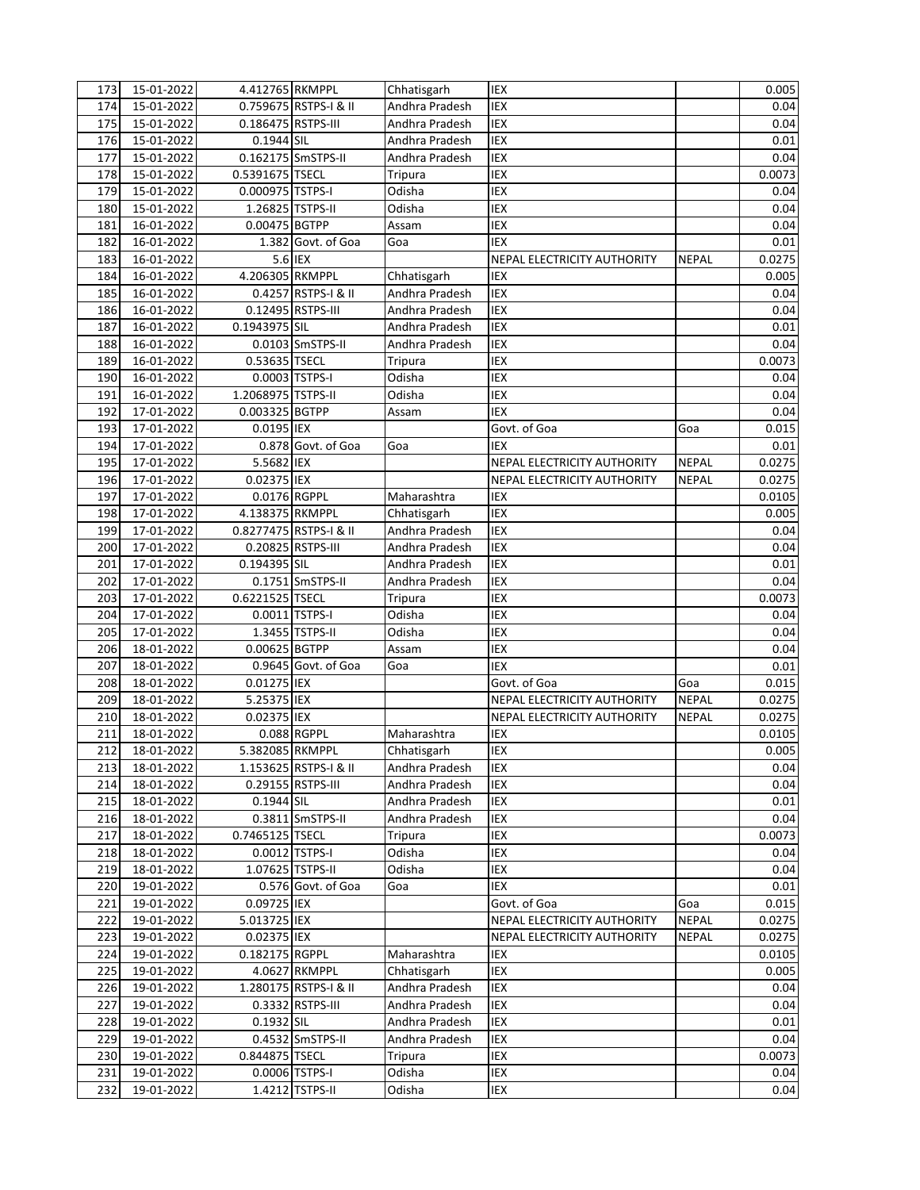| 173 | 15-01-2022 | 4.412765 | RKMPPL | Chhatisgarh | IEX | | 0.005 |
|---|---|---|---|---|---|---|---|
| 174 | 15-01-2022 | 0.759675 | RSTPS-I & II | Andhra Pradesh | IEX | | 0.04 |
| 175 | 15-01-2022 | 0.186475 | RSTPS-III | Andhra Pradesh | IEX | | 0.04 |
| 176 | 15-01-2022 | 0.1944 | SIL | Andhra Pradesh | IEX | | 0.01 |
| 177 | 15-01-2022 | 0.162175 | SmSTPS-II | Andhra Pradesh | IEX | | 0.04 |
| 178 | 15-01-2022 | 0.5391675 | TSECL | Tripura | IEX | | 0.0073 |
| 179 | 15-01-2022 | 0.000975 | TSTPS-I | Odisha | IEX | | 0.04 |
| 180 | 15-01-2022 | 1.26825 | TSTPS-II | Odisha | IEX | | 0.04 |
| 181 | 16-01-2022 | 0.00475 | BGTPP | Assam | IEX | | 0.04 |
| 182 | 16-01-2022 | 1.382 | Govt. of Goa | Goa | IEX | | 0.01 |
| 183 | 16-01-2022 | 5.6 | IEX | | NEPAL ELECTRICITY AUTHORITY | NEPAL | 0.0275 |
| 184 | 16-01-2022 | 4.206305 | RKMPPL | Chhatisgarh | IEX | | 0.005 |
| 185 | 16-01-2022 | 0.4257 | RSTPS-I & II | Andhra Pradesh | IEX | | 0.04 |
| 186 | 16-01-2022 | 0.12495 | RSTPS-III | Andhra Pradesh | IEX | | 0.04 |
| 187 | 16-01-2022 | 0.1943975 | SIL | Andhra Pradesh | IEX | | 0.01 |
| 188 | 16-01-2022 | 0.0103 | SmSTPS-II | Andhra Pradesh | IEX | | 0.04 |
| 189 | 16-01-2022 | 0.53635 | TSECL | Tripura | IEX | | 0.0073 |
| 190 | 16-01-2022 | 0.0003 | TSTPS-I | Odisha | IEX | | 0.04 |
| 191 | 16-01-2022 | 1.2068975 | TSTPS-II | Odisha | IEX | | 0.04 |
| 192 | 17-01-2022 | 0.003325 | BGTPP | Assam | IEX | | 0.04 |
| 193 | 17-01-2022 | 0.0195 | IEX | | Govt. of Goa | Goa | 0.015 |
| 194 | 17-01-2022 | 0.878 | Govt. of Goa | Goa | IEX | | 0.01 |
| 195 | 17-01-2022 | 5.5682 | IEX | | NEPAL ELECTRICITY AUTHORITY | NEPAL | 0.0275 |
| 196 | 17-01-2022 | 0.02375 | IEX | | NEPAL ELECTRICITY AUTHORITY | NEPAL | 0.0275 |
| 197 | 17-01-2022 | 0.0176 | RGPPL | Maharashtra | IEX | | 0.0105 |
| 198 | 17-01-2022 | 4.138375 | RKMPPL | Chhatisgarh | IEX | | 0.005 |
| 199 | 17-01-2022 | 0.8277475 | RSTPS-I & II | Andhra Pradesh | IEX | | 0.04 |
| 200 | 17-01-2022 | 0.20825 | RSTPS-III | Andhra Pradesh | IEX | | 0.04 |
| 201 | 17-01-2022 | 0.194395 | SIL | Andhra Pradesh | IEX | | 0.01 |
| 202 | 17-01-2022 | 0.1751 | SmSTPS-II | Andhra Pradesh | IEX | | 0.04 |
| 203 | 17-01-2022 | 0.6221525 | TSECL | Tripura | IEX | | 0.0073 |
| 204 | 17-01-2022 | 0.0011 | TSTPS-I | Odisha | IEX | | 0.04 |
| 205 | 17-01-2022 | 1.3455 | TSTPS-II | Odisha | IEX | | 0.04 |
| 206 | 18-01-2022 | 0.00625 | BGTPP | Assam | IEX | | 0.04 |
| 207 | 18-01-2022 | 0.9645 | Govt. of Goa | Goa | IEX | | 0.01 |
| 208 | 18-01-2022 | 0.01275 | IEX | | Govt. of Goa | Goa | 0.015 |
| 209 | 18-01-2022 | 5.25375 | IEX | | NEPAL ELECTRICITY AUTHORITY | NEPAL | 0.0275 |
| 210 | 18-01-2022 | 0.02375 | IEX | | NEPAL ELECTRICITY AUTHORITY | NEPAL | 0.0275 |
| 211 | 18-01-2022 | 0.088 | RGPPL | Maharashtra | IEX | | 0.0105 |
| 212 | 18-01-2022 | 5.382085 | RKMPPL | Chhatisgarh | IEX | | 0.005 |
| 213 | 18-01-2022 | 1.153625 | RSTPS-I & II | Andhra Pradesh | IEX | | 0.04 |
| 214 | 18-01-2022 | 0.29155 | RSTPS-III | Andhra Pradesh | IEX | | 0.04 |
| 215 | 18-01-2022 | 0.1944 | SIL | Andhra Pradesh | IEX | | 0.01 |
| 216 | 18-01-2022 | 0.3811 | SmSTPS-II | Andhra Pradesh | IEX | | 0.04 |
| 217 | 18-01-2022 | 0.7465125 | TSECL | Tripura | IEX | | 0.0073 |
| 218 | 18-01-2022 | 0.0012 | TSTPS-I | Odisha | IEX | | 0.04 |
| 219 | 18-01-2022 | 1.07625 | TSTPS-II | Odisha | IEX | | 0.04 |
| 220 | 19-01-2022 | 0.576 | Govt. of Goa | Goa | IEX | | 0.01 |
| 221 | 19-01-2022 | 0.09725 | IEX | | Govt. of Goa | Goa | 0.015 |
| 222 | 19-01-2022 | 5.013725 | IEX | | NEPAL ELECTRICITY AUTHORITY | NEPAL | 0.0275 |
| 223 | 19-01-2022 | 0.02375 | IEX | | NEPAL ELECTRICITY AUTHORITY | NEPAL | 0.0275 |
| 224 | 19-01-2022 | 0.182175 | RGPPL | Maharashtra | IEX | | 0.0105 |
| 225 | 19-01-2022 | 4.0627 | RKMPPL | Chhatisgarh | IEX | | 0.005 |
| 226 | 19-01-2022 | 1.280175 | RSTPS-I & II | Andhra Pradesh | IEX | | 0.04 |
| 227 | 19-01-2022 | 0.3332 | RSTPS-III | Andhra Pradesh | IEX | | 0.04 |
| 228 | 19-01-2022 | 0.1932 | SIL | Andhra Pradesh | IEX | | 0.01 |
| 229 | 19-01-2022 | 0.4532 | SmSTPS-II | Andhra Pradesh | IEX | | 0.04 |
| 230 | 19-01-2022 | 0.844875 | TSECL | Tripura | IEX | | 0.0073 |
| 231 | 19-01-2022 | 0.0006 | TSTPS-I | Odisha | IEX | | 0.04 |
| 232 | 19-01-2022 | 1.4212 | TSTPS-II | Odisha | IEX | | 0.04 |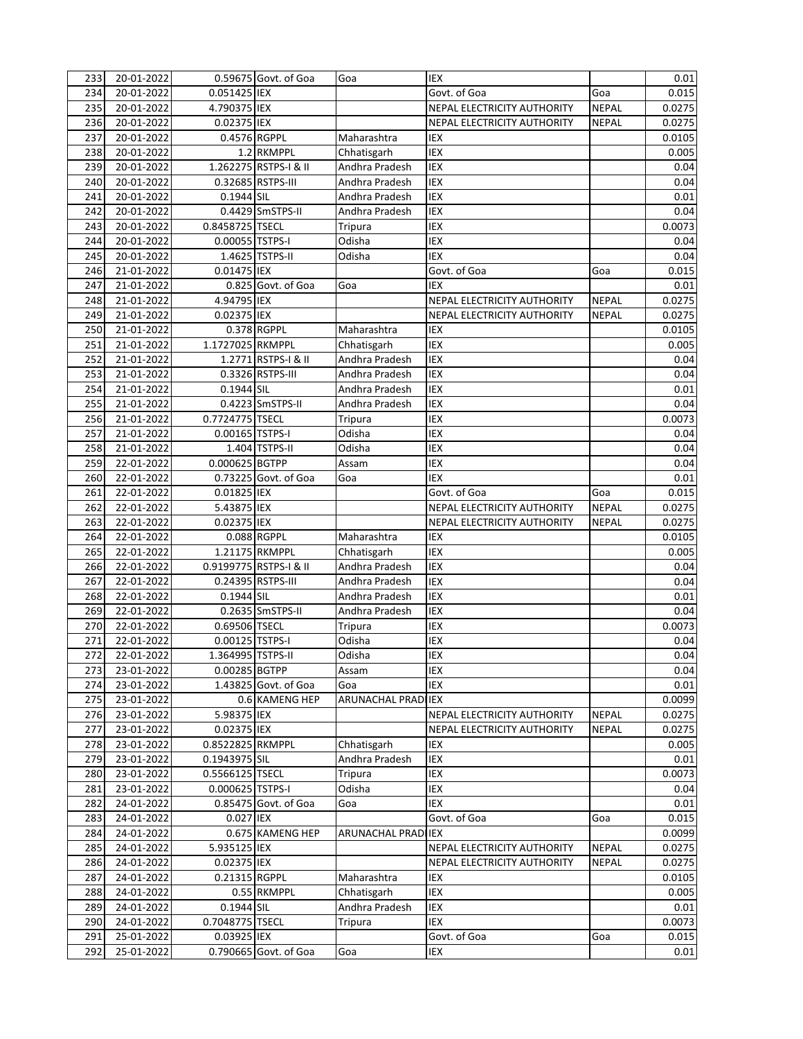| | | | | | | | |
|---|---|---|---|---|---|---|---|
| 233 | 20-01-2022 | 0.59675 | Govt. of Goa | Goa | IEX | | 0.01 |
| 234 | 20-01-2022 | 0.051425 | IEX | | Govt. of Goa | Goa | 0.015 |
| 235 | 20-01-2022 | 4.790375 | IEX | | NEPAL ELECTRICITY AUTHORITY | NEPAL | 0.0275 |
| 236 | 20-01-2022 | 0.02375 | IEX | | NEPAL ELECTRICITY AUTHORITY | NEPAL | 0.0275 |
| 237 | 20-01-2022 | 0.4576 | RGPPL | Maharashtra | IEX | | 0.0105 |
| 238 | 20-01-2022 | 1.2 | RKMPPL | Chhatisgarh | IEX | | 0.005 |
| 239 | 20-01-2022 | 1.262275 | RSTPS-I & II | Andhra Pradesh | IEX | | 0.04 |
| 240 | 20-01-2022 | 0.32685 | RSTPS-III | Andhra Pradesh | IEX | | 0.04 |
| 241 | 20-01-2022 | 0.1944 | SIL | Andhra Pradesh | IEX | | 0.01 |
| 242 | 20-01-2022 | 0.4429 | SmSTPS-II | Andhra Pradesh | IEX | | 0.04 |
| 243 | 20-01-2022 | 0.8458725 | TSECL | Tripura | IEX | | 0.0073 |
| 244 | 20-01-2022 | 0.00055 | TSTPS-I | Odisha | IEX | | 0.04 |
| 245 | 20-01-2022 | 1.4625 | TSTPS-II | Odisha | IEX | | 0.04 |
| 246 | 21-01-2022 | 0.01475 | IEX | | Govt. of Goa | Goa | 0.015 |
| 247 | 21-01-2022 | 0.825 | Govt. of Goa | Goa | IEX | | 0.01 |
| 248 | 21-01-2022 | 4.94795 | IEX | | NEPAL ELECTRICITY AUTHORITY | NEPAL | 0.0275 |
| 249 | 21-01-2022 | 0.02375 | IEX | | NEPAL ELECTRICITY AUTHORITY | NEPAL | 0.0275 |
| 250 | 21-01-2022 | 0.378 | RGPPL | Maharashtra | IEX | | 0.0105 |
| 251 | 21-01-2022 | 1.1727025 | RKMPPL | Chhatisgarh | IEX | | 0.005 |
| 252 | 21-01-2022 | 1.2771 | RSTPS-I & II | Andhra Pradesh | IEX | | 0.04 |
| 253 | 21-01-2022 | 0.3326 | RSTPS-III | Andhra Pradesh | IEX | | 0.04 |
| 254 | 21-01-2022 | 0.1944 | SIL | Andhra Pradesh | IEX | | 0.01 |
| 255 | 21-01-2022 | 0.4223 | SmSTPS-II | Andhra Pradesh | IEX | | 0.04 |
| 256 | 21-01-2022 | 0.7724775 | TSECL | Tripura | IEX | | 0.0073 |
| 257 | 21-01-2022 | 0.00165 | TSTPS-I | Odisha | IEX | | 0.04 |
| 258 | 21-01-2022 | 1.404 | TSTPS-II | Odisha | IEX | | 0.04 |
| 259 | 22-01-2022 | 0.000625 | BGTPP | Assam | IEX | | 0.04 |
| 260 | 22-01-2022 | 0.73225 | Govt. of Goa | Goa | IEX | | 0.01 |
| 261 | 22-01-2022 | 0.01825 | IEX | | Govt. of Goa | Goa | 0.015 |
| 262 | 22-01-2022 | 5.43875 | IEX | | NEPAL ELECTRICITY AUTHORITY | NEPAL | 0.0275 |
| 263 | 22-01-2022 | 0.02375 | IEX | | NEPAL ELECTRICITY AUTHORITY | NEPAL | 0.0275 |
| 264 | 22-01-2022 | 0.088 | RGPPL | Maharashtra | IEX | | 0.0105 |
| 265 | 22-01-2022 | 1.21175 | RKMPPL | Chhatisgarh | IEX | | 0.005 |
| 266 | 22-01-2022 | 0.9199775 | RSTPS-I & II | Andhra Pradesh | IEX | | 0.04 |
| 267 | 22-01-2022 | 0.24395 | RSTPS-III | Andhra Pradesh | IEX | | 0.04 |
| 268 | 22-01-2022 | 0.1944 | SIL | Andhra Pradesh | IEX | | 0.01 |
| 269 | 22-01-2022 | 0.2635 | SmSTPS-II | Andhra Pradesh | IEX | | 0.04 |
| 270 | 22-01-2022 | 0.69506 | TSECL | Tripura | IEX | | 0.0073 |
| 271 | 22-01-2022 | 0.00125 | TSTPS-I | Odisha | IEX | | 0.04 |
| 272 | 22-01-2022 | 1.364995 | TSTPS-II | Odisha | IEX | | 0.04 |
| 273 | 23-01-2022 | 0.00285 | BGTPP | Assam | IEX | | 0.04 |
| 274 | 23-01-2022 | 1.43825 | Govt. of Goa | Goa | IEX | | 0.01 |
| 275 | 23-01-2022 | 0.6 | KAMENG HEP | ARUNACHAL PRAD | IEX | | 0.0099 |
| 276 | 23-01-2022 | 5.98375 | IEX | | NEPAL ELECTRICITY AUTHORITY | NEPAL | 0.0275 |
| 277 | 23-01-2022 | 0.02375 | IEX | | NEPAL ELECTRICITY AUTHORITY | NEPAL | 0.0275 |
| 278 | 23-01-2022 | 0.8522825 | RKMPPL | Chhatisgarh | IEX | | 0.005 |
| 279 | 23-01-2022 | 0.1943975 | SIL | Andhra Pradesh | IEX | | 0.01 |
| 280 | 23-01-2022 | 0.5566125 | TSECL | Tripura | IEX | | 0.0073 |
| 281 | 23-01-2022 | 0.000625 | TSTPS-I | Odisha | IEX | | 0.04 |
| 282 | 24-01-2022 | 0.85475 | Govt. of Goa | Goa | IEX | | 0.01 |
| 283 | 24-01-2022 | 0.027 | IEX | | Govt. of Goa | Goa | 0.015 |
| 284 | 24-01-2022 | 0.675 | KAMENG HEP | ARUNACHAL PRAD | IEX | | 0.0099 |
| 285 | 24-01-2022 | 5.935125 | IEX | | NEPAL ELECTRICITY AUTHORITY | NEPAL | 0.0275 |
| 286 | 24-01-2022 | 0.02375 | IEX | | NEPAL ELECTRICITY AUTHORITY | NEPAL | 0.0275 |
| 287 | 24-01-2022 | 0.21315 | RGPPL | Maharashtra | IEX | | 0.0105 |
| 288 | 24-01-2022 | 0.55 | RKMPPL | Chhatisgarh | IEX | | 0.005 |
| 289 | 24-01-2022 | 0.1944 | SIL | Andhra Pradesh | IEX | | 0.01 |
| 290 | 24-01-2022 | 0.7048775 | TSECL | Tripura | IEX | | 0.0073 |
| 291 | 25-01-2022 | 0.03925 | IEX | | Govt. of Goa | Goa | 0.015 |
| 292 | 25-01-2022 | 0.790665 | Govt. of Goa | Goa | IEX | | 0.01 |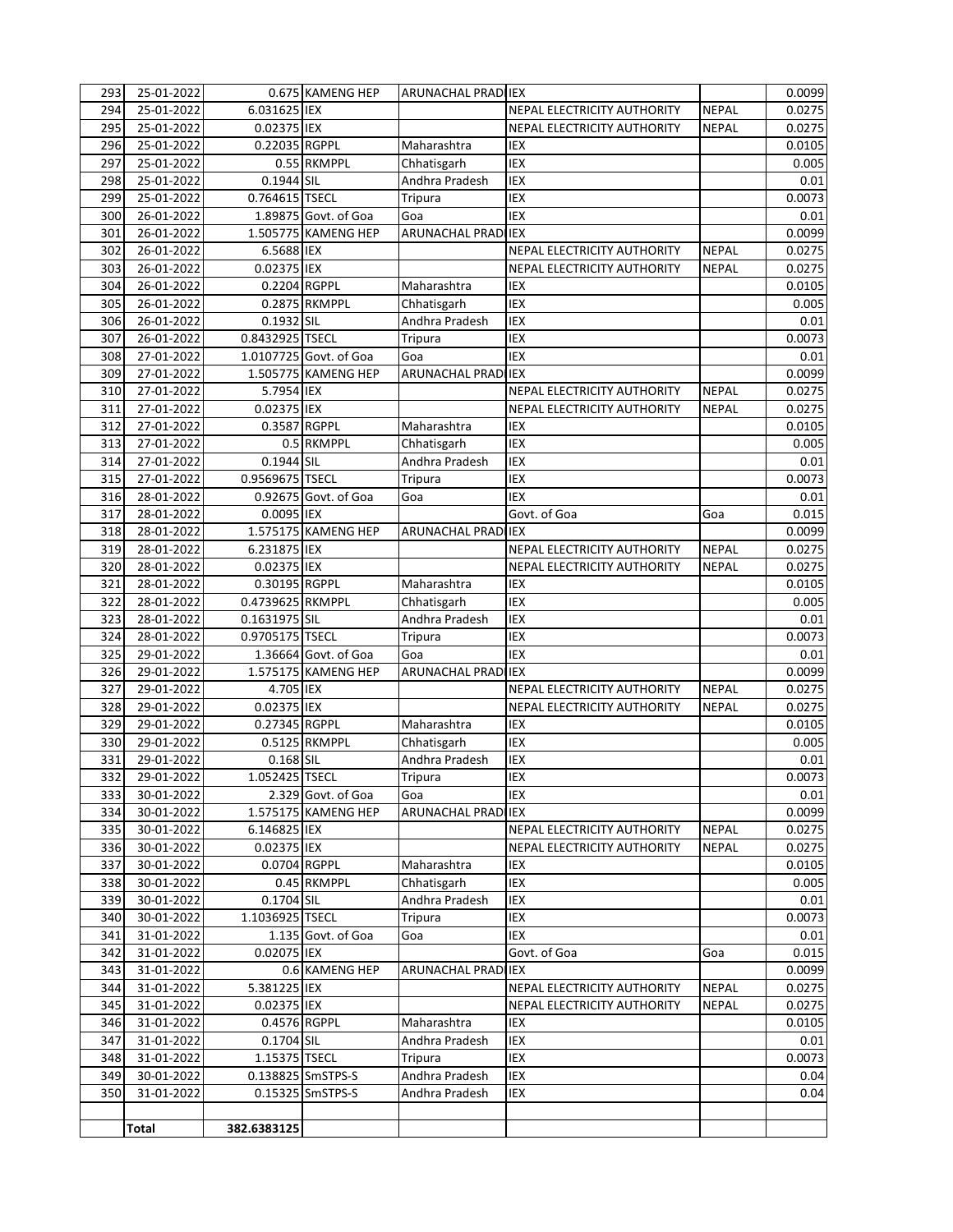| 293 | 25-01-2022 | 0.675 | KAMENG HEP | ARUNACHAL PRADI | IEX | | 0.0099 |
|---|---|---|---|---|---|---|---|
| 294 | 25-01-2022 | 6.031625 | IEX | | NEPAL ELECTRICITY AUTHORITY | NEPAL | 0.0275 |
| 295 | 25-01-2022 | 0.02375 | IEX | | NEPAL ELECTRICITY AUTHORITY | NEPAL | 0.0275 |
| 296 | 25-01-2022 | 0.22035 | RGPPL | Maharashtra | IEX | | 0.0105 |
| 297 | 25-01-2022 | 0.55 | RKMPPL | Chhatisgarh | IEX | | 0.005 |
| 298 | 25-01-2022 | 0.1944 | SIL | Andhra Pradesh | IEX | | 0.01 |
| 299 | 25-01-2022 | 0.764615 | TSECL | Tripura | IEX | | 0.0073 |
| 300 | 26-01-2022 | 1.89875 | Govt. of Goa | Goa | IEX | | 0.01 |
| 301 | 26-01-2022 | 1.505775 | KAMENG HEP | ARUNACHAL PRADI | IEX | | 0.0099 |
| 302 | 26-01-2022 | 6.5688 | IEX | | NEPAL ELECTRICITY AUTHORITY | NEPAL | 0.0275 |
| 303 | 26-01-2022 | 0.02375 | IEX | | NEPAL ELECTRICITY AUTHORITY | NEPAL | 0.0275 |
| 304 | 26-01-2022 | 0.2204 | RGPPL | Maharashtra | IEX | | 0.0105 |
| 305 | 26-01-2022 | 0.2875 | RKMPPL | Chhatisgarh | IEX | | 0.005 |
| 306 | 26-01-2022 | 0.1932 | SIL | Andhra Pradesh | IEX | | 0.01 |
| 307 | 26-01-2022 | 0.8432925 | TSECL | Tripura | IEX | | 0.0073 |
| 308 | 27-01-2022 | 1.0107725 | Govt. of Goa | Goa | IEX | | 0.01 |
| 309 | 27-01-2022 | 1.505775 | KAMENG HEP | ARUNACHAL PRADI | IEX | | 0.0099 |
| 310 | 27-01-2022 | 5.7954 | IEX | | NEPAL ELECTRICITY AUTHORITY | NEPAL | 0.0275 |
| 311 | 27-01-2022 | 0.02375 | IEX | | NEPAL ELECTRICITY AUTHORITY | NEPAL | 0.0275 |
| 312 | 27-01-2022 | 0.3587 | RGPPL | Maharashtra | IEX | | 0.0105 |
| 313 | 27-01-2022 | 0.5 | RKMPPL | Chhatisgarh | IEX | | 0.005 |
| 314 | 27-01-2022 | 0.1944 | SIL | Andhra Pradesh | IEX | | 0.01 |
| 315 | 27-01-2022 | 0.9569675 | TSECL | Tripura | IEX | | 0.0073 |
| 316 | 28-01-2022 | 0.92675 | Govt. of Goa | Goa | IEX | | 0.01 |
| 317 | 28-01-2022 | 0.0095 | IEX | | Govt. of Goa | Goa | 0.015 |
| 318 | 28-01-2022 | 1.575175 | KAMENG HEP | ARUNACHAL PRADI | IEX | | 0.0099 |
| 319 | 28-01-2022 | 6.231875 | IEX | | NEPAL ELECTRICITY AUTHORITY | NEPAL | 0.0275 |
| 320 | 28-01-2022 | 0.02375 | IEX | | NEPAL ELECTRICITY AUTHORITY | NEPAL | 0.0275 |
| 321 | 28-01-2022 | 0.30195 | RGPPL | Maharashtra | IEX | | 0.0105 |
| 322 | 28-01-2022 | 0.4739625 | RKMPPL | Chhatisgarh | IEX | | 0.005 |
| 323 | 28-01-2022 | 0.1631975 | SIL | Andhra Pradesh | IEX | | 0.01 |
| 324 | 28-01-2022 | 0.9705175 | TSECL | Tripura | IEX | | 0.0073 |
| 325 | 29-01-2022 | 1.36664 | Govt. of Goa | Goa | IEX | | 0.01 |
| 326 | 29-01-2022 | 1.575175 | KAMENG HEP | ARUNACHAL PRADI | IEX | | 0.0099 |
| 327 | 29-01-2022 | 4.705 | IEX | | NEPAL ELECTRICITY AUTHORITY | NEPAL | 0.0275 |
| 328 | 29-01-2022 | 0.02375 | IEX | | NEPAL ELECTRICITY AUTHORITY | NEPAL | 0.0275 |
| 329 | 29-01-2022 | 0.27345 | RGPPL | Maharashtra | IEX | | 0.0105 |
| 330 | 29-01-2022 | 0.5125 | RKMPPL | Chhatisgarh | IEX | | 0.005 |
| 331 | 29-01-2022 | 0.168 | SIL | Andhra Pradesh | IEX | | 0.01 |
| 332 | 29-01-2022 | 1.052425 | TSECL | Tripura | IEX | | 0.0073 |
| 333 | 30-01-2022 | 2.329 | Govt. of Goa | Goa | IEX | | 0.01 |
| 334 | 30-01-2022 | 1.575175 | KAMENG HEP | ARUNACHAL PRADI | IEX | | 0.0099 |
| 335 | 30-01-2022 | 6.146825 | IEX | | NEPAL ELECTRICITY AUTHORITY | NEPAL | 0.0275 |
| 336 | 30-01-2022 | 0.02375 | IEX | | NEPAL ELECTRICITY AUTHORITY | NEPAL | 0.0275 |
| 337 | 30-01-2022 | 0.0704 | RGPPL | Maharashtra | IEX | | 0.0105 |
| 338 | 30-01-2022 | 0.45 | RKMPPL | Chhatisgarh | IEX | | 0.005 |
| 339 | 30-01-2022 | 0.1704 | SIL | Andhra Pradesh | IEX | | 0.01 |
| 340 | 30-01-2022 | 1.1036925 | TSECL | Tripura | IEX | | 0.0073 |
| 341 | 31-01-2022 | 1.135 | Govt. of Goa | Goa | IEX | | 0.01 |
| 342 | 31-01-2022 | 0.02075 | IEX | | Govt. of Goa | Goa | 0.015 |
| 343 | 31-01-2022 | 0.6 | KAMENG HEP | ARUNACHAL PRADI | IEX | | 0.0099 |
| 344 | 31-01-2022 | 5.381225 | IEX | | NEPAL ELECTRICITY AUTHORITY | NEPAL | 0.0275 |
| 345 | 31-01-2022 | 0.02375 | IEX | | NEPAL ELECTRICITY AUTHORITY | NEPAL | 0.0275 |
| 346 | 31-01-2022 | 0.4576 | RGPPL | Maharashtra | IEX | | 0.0105 |
| 347 | 31-01-2022 | 0.1704 | SIL | Andhra Pradesh | IEX | | 0.01 |
| 348 | 31-01-2022 | 1.15375 | TSECL | Tripura | IEX | | 0.0073 |
| 349 | 30-01-2022 | 0.138825 | SmSTPS-S | Andhra Pradesh | IEX | | 0.04 |
| 350 | 31-01-2022 | 0.15325 | SmSTPS-S | Andhra Pradesh | IEX | | 0.04 |
| | | | | | | | |
| | **Total** | **382.6383125** | | | | | |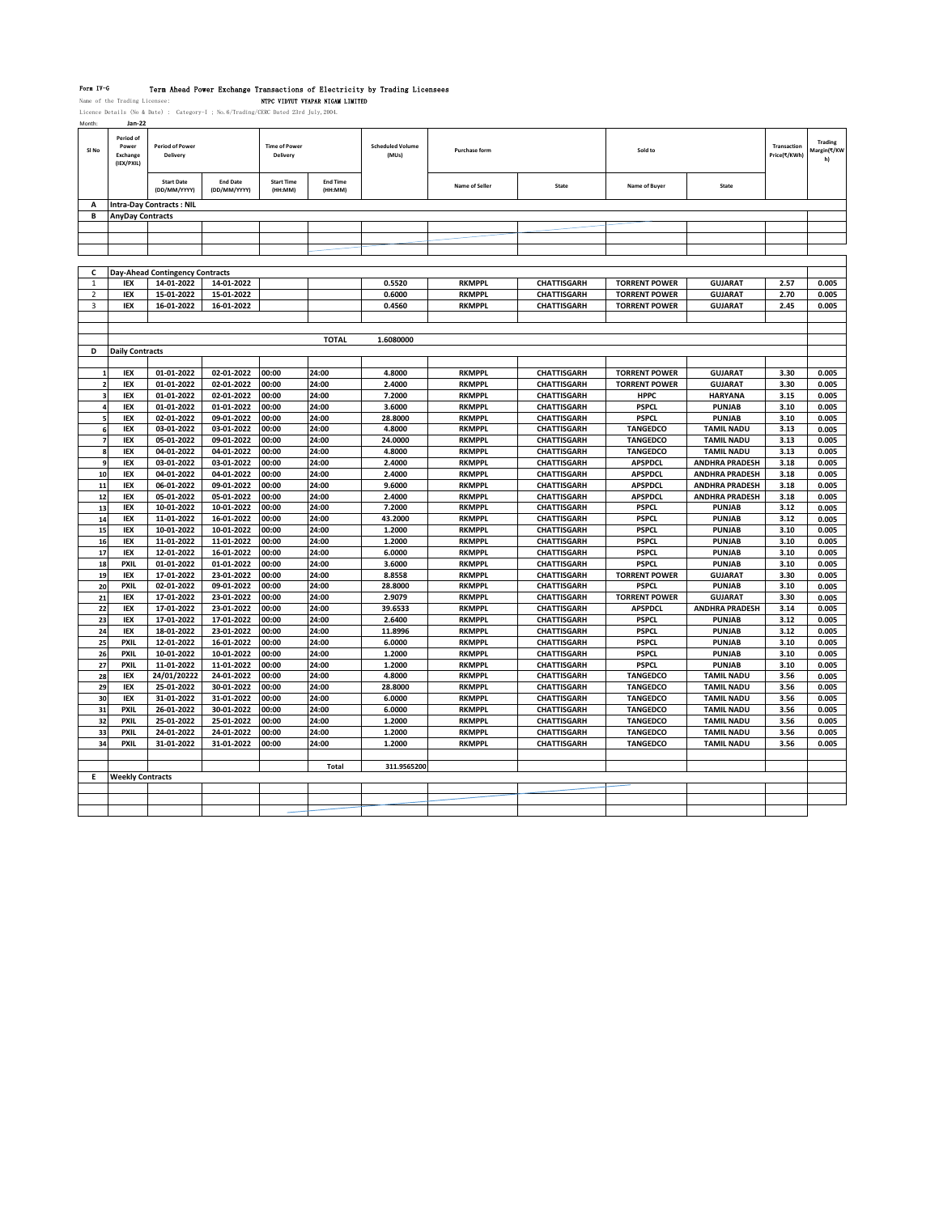Form IV-G Term Ahead Power Exchange Transactions of Electricity by Trading Licensees

Name of the Trading Licensee: NTPC VIDYUT VYAPAR NIGAM LIMITED

Licence Details (No & Date) : Category-I ; No.6/Trading/CERC Dated 23rd July,2004.

Month: Jan-22

| Sl No | Period of Power Exchange (IEX/PXIL) | Period of Power Delivery | | Time of Power Delivery | | Scheduled Volume (MUs) | Purchase form | | Sold to | | Transaction Price(₹/KWh) | Trading Margin(₹/KWh) |
|---|---|---|---|---|---|---|---|---|---|---|---|---|
| | | Start Date (DD/MM/YYYY) | End Date (DD/MM/YYYY) | Start Time (HH:MM) | End Time (HH:MM) | | Name of Seller | State | Name of Buyer | State | | |
| A | Intra-Day Contracts : NIL | | | | | | | | | | | |
| B | AnyDay Contracts | | | | | | | | | | | |
| | | | | | | | | | | | | |
| C | Day-Ahead Contingency Contracts | | | | | | | | | | | |
| 1 | IEX | 14-01-2022 | 14-01-2022 | | | 0.5520 | RKMPPL | CHATTISGARH | TORRENT POWER | GUJARAT | 2.57 | 0.005 |
| 2 | IEX | 15-01-2022 | 15-01-2022 | | | 0.6000 | RKMPPL | CHATTISGARH | TORRENT POWER | GUJARAT | 2.70 | 0.005 |
| 3 | IEX | 16-01-2022 | 16-01-2022 | | | 0.4560 | RKMPPL | CHATTISGARH | TORRENT POWER | GUJARAT | 2.45 | 0.005 |
| | | | | | TOTAL | 1.6080000 | | | | | | |
| D | Daily Contracts | | | | | | | | | | | |
| 1 | IEX | 01-01-2022 | 02-01-2022 | 00:00 | 24:00 | 4.8000 | RKMPPL | CHATTISGARH | TORRENT POWER | GUJARAT | 3.30 | 0.005 |
| 2 | IEX | 01-01-2022 | 02-01-2022 | 00:00 | 24:00 | 2.4000 | RKMPPL | CHATTISGARH | TORRENT POWER | GUJARAT | 3.30 | 0.005 |
| 3 | IEX | 01-01-2022 | 02-01-2022 | 00:00 | 24:00 | 7.2000 | RKMPPL | CHATTISGARH | HPPC | HARYANA | 3.15 | 0.005 |
| 4 | IEX | 01-01-2022 | 01-01-2022 | 00:00 | 24:00 | 3.6000 | RKMPPL | CHATTISGARH | PSPCL | PUNJAB | 3.10 | 0.005 |
| 5 | IEX | 02-01-2022 | 09-01-2022 | 00:00 | 24:00 | 28.8000 | RKMPPL | CHATTISGARH | PSPCL | PUNJAB | 3.10 | 0.005 |
| 6 | IEX | 03-01-2022 | 03-01-2022 | 00:00 | 24:00 | 4.8000 | RKMPPL | CHATTISGARH | TANGEDCO | TAMIL NADU | 3.13 | 0.005 |
| 7 | IEX | 05-01-2022 | 09-01-2022 | 00:00 | 24:00 | 24.0000 | RKMPPL | CHATTISGARH | TANGEDCO | TAMIL NADU | 3.13 | 0.005 |
| 8 | IEX | 04-01-2022 | 04-01-2022 | 00:00 | 24:00 | 4.8000 | RKMPPL | CHATTISGARH | TANGEDCO | TAMIL NADU | 3.13 | 0.005 |
| 9 | IEX | 03-01-2022 | 03-01-2022 | 00:00 | 24:00 | 2.4000 | RKMPPL | CHATTISGARH | APSPDCL | ANDHRA PRADESH | 3.18 | 0.005 |
| 10 | IEX | 04-01-2022 | 04-01-2022 | 00:00 | 24:00 | 2.4000 | RKMPPL | CHATTISGARH | APSPDCL | ANDHRA PRADESH | 3.18 | 0.005 |
| 11 | IEX | 06-01-2022 | 09-01-2022 | 00:00 | 24:00 | 9.6000 | RKMPPL | CHATTISGARH | APSPDCL | ANDHRA PRADESH | 3.18 | 0.005 |
| 12 | IEX | 05-01-2022 | 05-01-2022 | 00:00 | 24:00 | 2.4000 | RKMPPL | CHATTISGARH | APSPDCL | ANDHRA PRADESH | 3.18 | 0.005 |
| 13 | IEX | 10-01-2022 | 10-01-2022 | 00:00 | 24:00 | 7.2000 | RKMPPL | CHATTISGARH | PSPCL | PUNJAB | 3.12 | 0.005 |
| 14 | IEX | 11-01-2022 | 16-01-2022 | 00:00 | 24:00 | 43.2000 | RKMPPL | CHATTISGARH | PSPCL | PUNJAB | 3.12 | 0.005 |
| 15 | IEX | 10-01-2022 | 10-01-2022 | 00:00 | 24:00 | 1.2000 | RKMPPL | CHATTISGARH | PSPCL | PUNJAB | 3.10 | 0.005 |
| 16 | IEX | 11-01-2022 | 11-01-2022 | 00:00 | 24:00 | 1.2000 | RKMPPL | CHATTISGARH | PSPCL | PUNJAB | 3.10 | 0.005 |
| 17 | IEX | 12-01-2022 | 16-01-2022 | 00:00 | 24:00 | 6.0000 | RKMPPL | CHATTISGARH | PSPCL | PUNJAB | 3.10 | 0.005 |
| 18 | PXIL | 01-01-2022 | 01-01-2022 | 00:00 | 24:00 | 3.6000 | RKMPPL | CHATTISGARH | PSPCL | PUNJAB | 3.10 | 0.005 |
| 19 | IEX | 17-01-2022 | 23-01-2022 | 00:00 | 24:00 | 8.8558 | RKMPPL | CHATTISGARH | TORRENT POWER | GUJARAT | 3.30 | 0.005 |
| 20 | PXIL | 02-01-2022 | 09-01-2022 | 00:00 | 24:00 | 28.8000 | RKMPPL | CHATTISGARH | PSPCL | PUNJAB | 3.10 | 0.005 |
| 21 | IEX | 17-01-2022 | 23-01-2022 | 00:00 | 24:00 | 2.9079 | RKMPPL | CHATTISGARH | TORRENT POWER | GUJARAT | 3.30 | 0.005 |
| 22 | IEX | 17-01-2022 | 23-01-2022 | 00:00 | 24:00 | 39.6533 | RKMPPL | CHATTISGARH | APSPDCL | ANDHRA PRADESH | 3.14 | 0.005 |
| 23 | IEX | 17-01-2022 | 17-01-2022 | 00:00 | 24:00 | 2.6400 | RKMPPL | CHATTISGARH | PSPCL | PUNJAB | 3.12 | 0.005 |
| 24 | IEX | 18-01-2022 | 23-01-2022 | 00:00 | 24:00 | 11.8996 | RKMPPL | CHATTISGARH | PSPCL | PUNJAB | 3.12 | 0.005 |
| 25 | PXIL | 12-01-2022 | 16-01-2022 | 00:00 | 24:00 | 6.0000 | RKMPPL | CHATTISGARH | PSPCL | PUNJAB | 3.10 | 0.005 |
| 26 | PXIL | 10-01-2022 | 10-01-2022 | 00:00 | 24:00 | 1.2000 | RKMPPL | CHATTISGARH | PSPCL | PUNJAB | 3.10 | 0.005 |
| 27 | PXIL | 11-01-2022 | 11-01-2022 | 00:00 | 24:00 | 1.2000 | RKMPPL | CHATTISGARH | PSPCL | PUNJAB | 3.10 | 0.005 |
| 28 | IEX | 24/01/20222 | 24-01-2022 | 00:00 | 24:00 | 4.8000 | RKMPPL | CHATTISGARH | TANGEDCO | TAMIL NADU | 3.56 | 0.005 |
| 29 | IEX | 25-01-2022 | 30-01-2022 | 00:00 | 24:00 | 28.8000 | RKMPPL | CHATTISGARH | TANGEDCO | TAMIL NADU | 3.56 | 0.005 |
| 30 | IEX | 31-01-2022 | 31-01-2022 | 00:00 | 24:00 | 6.0000 | RKMPPL | CHATTISGARH | TANGEDCO | TAMIL NADU | 3.56 | 0.005 |
| 31 | PXIL | 26-01-2022 | 30-01-2022 | 00:00 | 24:00 | 6.0000 | RKMPPL | CHATTISGARH | TANGEDCO | TAMIL NADU | 3.56 | 0.005 |
| 32 | PXIL | 25-01-2022 | 25-01-2022 | 00:00 | 24:00 | 1.2000 | RKMPPL | CHATTISGARH | TANGEDCO | TAMIL NADU | 3.56 | 0.005 |
| 33 | PXIL | 24-01-2022 | 24-01-2022 | 00:00 | 24:00 | 1.2000 | RKMPPL | CHATTISGARH | TANGEDCO | TAMIL NADU | 3.56 | 0.005 |
| 34 | PXIL | 31-01-2022 | 31-01-2022 | 00:00 | 24:00 | 1.2000 | RKMPPL | CHATTISGARH | TANGEDCO | TAMIL NADU | 3.56 | 0.005 |
| | | | | | Total | 311.9565200 | | | | | | |
| E | Weekly Contracts | | | | | | | | | | | |
| | | | | | | | | | | | | |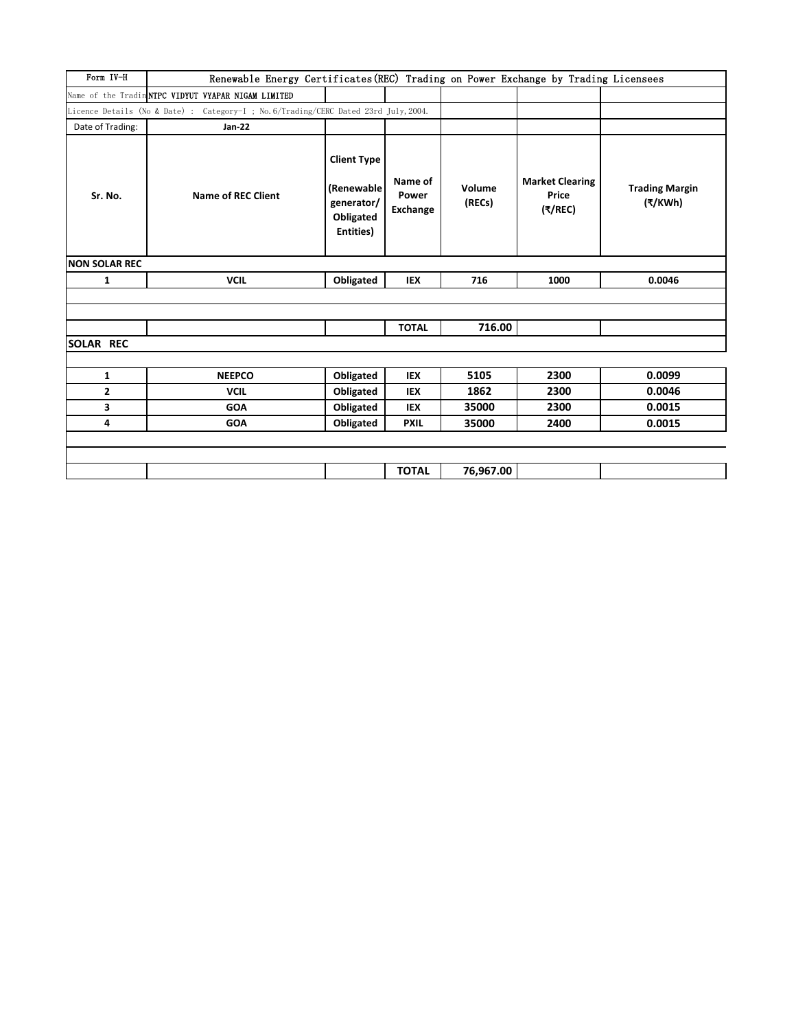| Form IV-H | Renewable Energy Certificates(REC) Trading on Power Exchange by Trading Licensees | | | | | |
|---|---|---|---|---|---|---|
| Name of the Tradin | NTPC VIDYUT VYAPAR NIGAM LIMITED | | | | | |
| Licence Details (No & Date) : Category-I ; No.6/Trading/CERC Dated 23rd July,2004. | | | | | | |
| Date of Trading: | Jan-22 | | | | | |
| **Sr. No.** | **Name of REC Client** | **Client Type (Renewable generator/ Obligated Entities)** | **Name of Power Exchange** | **Volume (RECs)** | **Market Clearing Price (₹/REC)** | **Trading Margin (₹/KWh)** |
| **NON SOLAR REC** | | | | | | |
| **1** | **VCIL** | **Obligated** | **IEX** | **716** | **1000** | **0.0046** |
| | | | | | | |
| | | | | | | |
| | | | **TOTAL** | **716.00** | | |
| **SOLAR REC** | | | | | | |
| | | | | | | |
| **1** | **NEEPCO** | **Obligated** | **IEX** | **5105** | **2300** | **0.0099** |
| **2** | **VCIL** | **Obligated** | **IEX** | **1862** | **2300** | **0.0046** |
| **3** | **GOA** | **Obligated** | **IEX** | **35000** | **2300** | **0.0015** |
| **4** | **GOA** | **Obligated** | **PXIL** | **35000** | **2400** | **0.0015** |
| | | | | | | |
| | | | | | | |
| | | | **TOTAL** | **76,967.00** | | |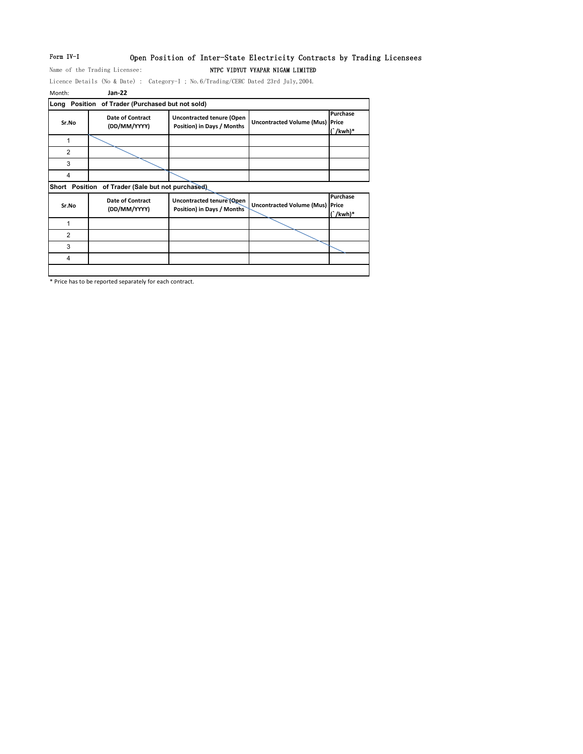Form IV-I

# Open Position of Inter-State Electricity Contracts by Trading Licensees

Name of the Trading Licensee: NTPC VIDYUT VYAPAR NIGAM LIMITED

Licence Details (No & Date) : Category-I ; No.6/Trading/CERC Dated 23rd July,2004.

Month: **Jan-22**

**Long Position of Trader (Purchased but not sold)**

| Sr.No | Date of Contract (DD/MM/YYYY) | Uncontracted tenure (Open Position) in Days / Months | Uncontracted Volume (Mus) | Purchase Price (`/kwh)* |
|---|---|---|---|---|
| 1 | | | | |
| 2 | | | | |
| 3 | | | | |
| 4 | | | | |

**Short Position of Trader (Sale but not purchased)**

| Sr.No | Date of Contract (DD/MM/YYYY) | Uncontracted tenure (Open Position) in Days / Months | Uncontracted Volume (Mus) | Purchase Price (`/kwh)* |
|---|---|---|---|---|
| 1 | | | | |
| 2 | | | | |
| 3 | | | | |
| 4 | | | | |

* Price has to be reported separately for each contract.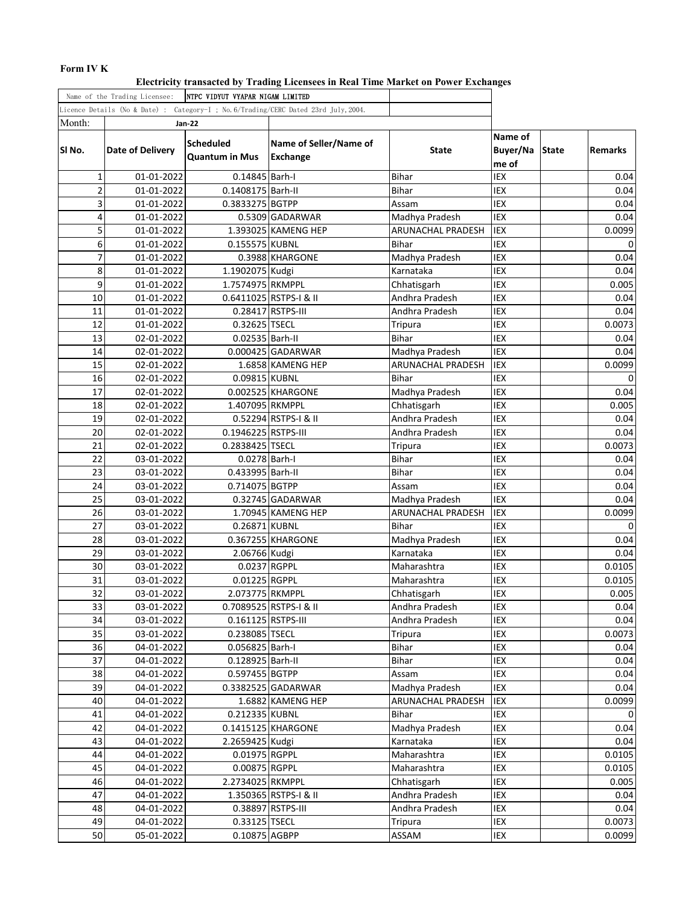**Form IV K**

**Electricity transacted by Trading Licensees in Real Time Market on Power Exchanges**

| Name of the Trading Licensee: | NTPC VIDYUT VYAPAR NIGAM LIMITED | | | | | | |
|---|---|---|---|---|---|---|---|
| Licence Details (No & Date) : Category-I ; No.6/Trading/CERC Dated 23rd July,2004. | | | | | | | |
| Month: | Jan-22 | | | | | | |
| **Sl No.** | **Date of Delivery** | **Scheduled Quantum in Mus** | **Name of Seller/Name of Exchange** | **State** | **Name of Buyer/Name of** | **State** | **Remarks** |
| 1 | 01-01-2022 | 0.14845 | Barh-I | Bihar | IEX | | 0.04 |
| 2 | 01-01-2022 | 0.1408175 | Barh-II | Bihar | IEX | | 0.04 |
| 3 | 01-01-2022 | 0.3833275 | BGTPP | Assam | IEX | | 0.04 |
| 4 | 01-01-2022 | 0.5309 | GADARWAR | Madhya Pradesh | IEX | | 0.04 |
| 5 | 01-01-2022 | 1.393025 | KAMENG HEP | ARUNACHAL PRADESH | IEX | | 0.0099 |
| 6 | 01-01-2022 | 0.155575 | KUBNL | Bihar | IEX | | 0 |
| 7 | 01-01-2022 | 0.3988 | KHARGONE | Madhya Pradesh | IEX | | 0.04 |
| 8 | 01-01-2022 | 1.1902075 | Kudgi | Karnataka | IEX | | 0.04 |
| 9 | 01-01-2022 | 1.7574975 | RKMPPL | Chhatisgarh | IEX | | 0.005 |
| 10 | 01-01-2022 | 0.6411025 | RSTPS-I & II | Andhra Pradesh | IEX | | 0.04 |
| 11 | 01-01-2022 | 0.28417 | RSTPS-III | Andhra Pradesh | IEX | | 0.04 |
| 12 | 01-01-2022 | 0.32625 | TSECL | Tripura | IEX | | 0.0073 |
| 13 | 02-01-2022 | 0.02535 | Barh-II | Bihar | IEX | | 0.04 |
| 14 | 02-01-2022 | 0.000425 | GADARWAR | Madhya Pradesh | IEX | | 0.04 |
| 15 | 02-01-2022 | 1.6858 | KAMENG HEP | ARUNACHAL PRADESH | IEX | | 0.0099 |
| 16 | 02-01-2022 | 0.09815 | KUBNL | Bihar | IEX | | 0 |
| 17 | 02-01-2022 | 0.002525 | KHARGONE | Madhya Pradesh | IEX | | 0.04 |
| 18 | 02-01-2022 | 1.407095 | RKMPPL | Chhatisgarh | IEX | | 0.005 |
| 19 | 02-01-2022 | 0.52294 | RSTPS-I & II | Andhra Pradesh | IEX | | 0.04 |
| 20 | 02-01-2022 | 0.1946225 | RSTPS-III | Andhra Pradesh | IEX | | 0.04 |
| 21 | 02-01-2022 | 0.2838425 | TSECL | Tripura | IEX | | 0.0073 |
| 22 | 03-01-2022 | 0.0278 | Barh-I | Bihar | IEX | | 0.04 |
| 23 | 03-01-2022 | 0.433995 | Barh-II | Bihar | IEX | | 0.04 |
| 24 | 03-01-2022 | 0.714075 | BGTPP | Assam | IEX | | 0.04 |
| 25 | 03-01-2022 | 0.32745 | GADARWAR | Madhya Pradesh | IEX | | 0.04 |
| 26 | 03-01-2022 | 1.70945 | KAMENG HEP | ARUNACHAL PRADESH | IEX | | 0.0099 |
| 27 | 03-01-2022 | 0.26871 | KUBNL | Bihar | IEX | | 0 |
| 28 | 03-01-2022 | 0.367255 | KHARGONE | Madhya Pradesh | IEX | | 0.04 |
| 29 | 03-01-2022 | 2.06766 | Kudgi | Karnataka | IEX | | 0.04 |
| 30 | 03-01-2022 | 0.0237 | RGPPL | Maharashtra | IEX | | 0.0105 |
| 31 | 03-01-2022 | 0.01225 | RGPPL | Maharashtra | IEX | | 0.0105 |
| 32 | 03-01-2022 | 2.073775 | RKMPPL | Chhatisgarh | IEX | | 0.005 |
| 33 | 03-01-2022 | 0.7089525 | RSTPS-I & II | Andhra Pradesh | IEX | | 0.04 |
| 34 | 03-01-2022 | 0.161125 | RSTPS-III | Andhra Pradesh | IEX | | 0.04 |
| 35 | 03-01-2022 | 0.238085 | TSECL | Tripura | IEX | | 0.0073 |
| 36 | 04-01-2022 | 0.056825 | Barh-I | Bihar | IEX | | 0.04 |
| 37 | 04-01-2022 | 0.128925 | Barh-II | Bihar | IEX | | 0.04 |
| 38 | 04-01-2022 | 0.597455 | BGTPP | Assam | IEX | | 0.04 |
| 39 | 04-01-2022 | 0.3382525 | GADARWAR | Madhya Pradesh | IEX | | 0.04 |
| 40 | 04-01-2022 | 1.6882 | KAMENG HEP | ARUNACHAL PRADESH | IEX | | 0.0099 |
| 41 | 04-01-2022 | 0.212335 | KUBNL | Bihar | IEX | | 0 |
| 42 | 04-01-2022 | 0.1415125 | KHARGONE | Madhya Pradesh | IEX | | 0.04 |
| 43 | 04-01-2022 | 2.2659425 | Kudgi | Karnataka | IEX | | 0.04 |
| 44 | 04-01-2022 | 0.01975 | RGPPL | Maharashtra | IEX | | 0.0105 |
| 45 | 04-01-2022 | 0.00875 | RGPPL | Maharashtra | IEX | | 0.0105 |
| 46 | 04-01-2022 | 2.2734025 | RKMPPL | Chhatisgarh | IEX | | 0.005 |
| 47 | 04-01-2022 | 1.350365 | RSTPS-I & II | Andhra Pradesh | IEX | | 0.04 |
| 48 | 04-01-2022 | 0.38897 | RSTPS-III | Andhra Pradesh | IEX | | 0.04 |
| 49 | 04-01-2022 | 0.33125 | TSECL | Tripura | IEX | | 0.0073 |
| 50 | 05-01-2022 | 0.10875 | AGBPP | ASSAM | IEX | | 0.0099 |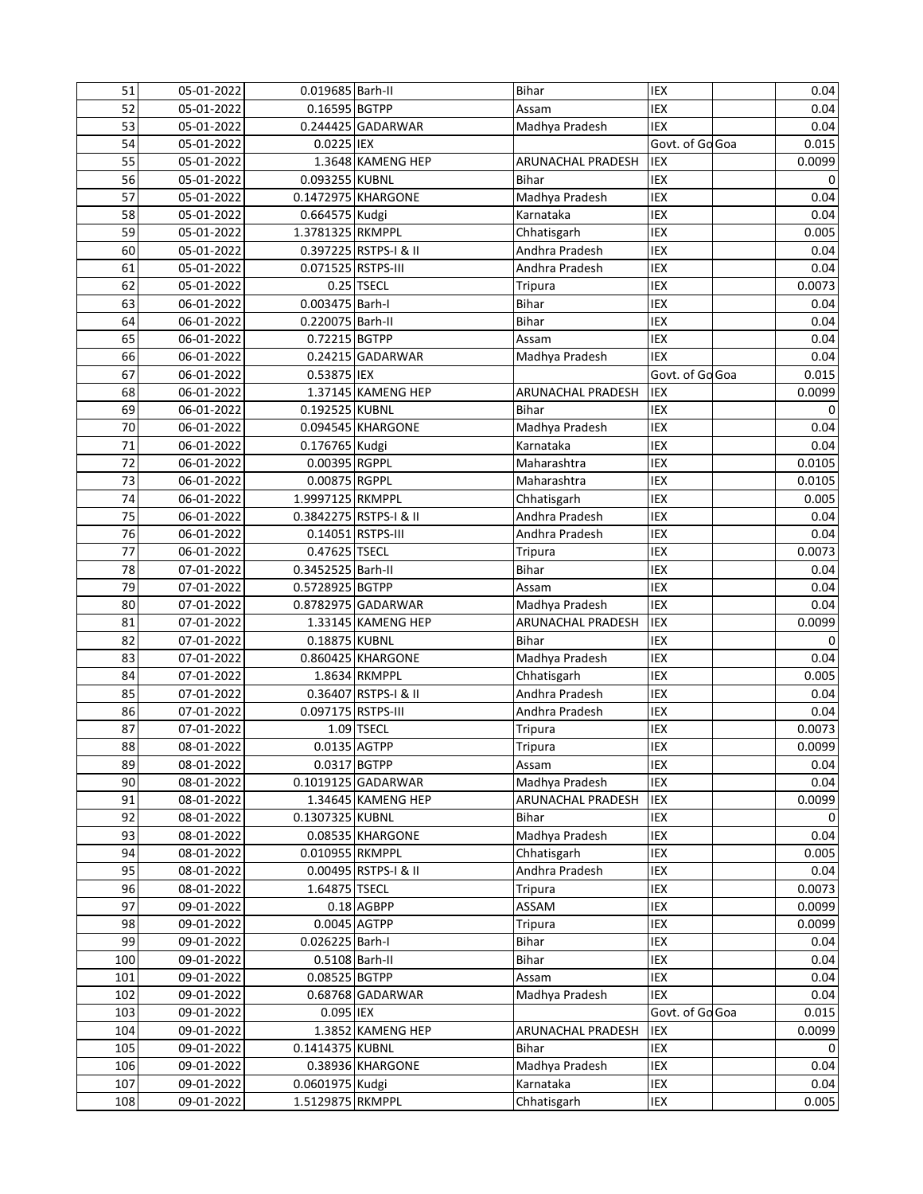| | | | | | | | |
|---|---|---|---|---|---|---|---|
| 51 | 05-01-2022 | 0.019685 | Barh-II | Bihar | IEX | | 0.04 |
| 52 | 05-01-2022 | 0.16595 | BGTPP | Assam | IEX | | 0.04 |
| 53 | 05-01-2022 | 0.244425 | GADARWAR | Madhya Pradesh | IEX | | 0.04 |
| 54 | 05-01-2022 | 0.0225 | IEX | | Govt. of Go | Goa | 0.015 |
| 55 | 05-01-2022 | 1.3648 | KAMENG HEP | ARUNACHAL PRADESH | IEX | | 0.0099 |
| 56 | 05-01-2022 | 0.093255 | KUBNL | Bihar | IEX | | 0 |
| 57 | 05-01-2022 | 0.1472975 | KHARGONE | Madhya Pradesh | IEX | | 0.04 |
| 58 | 05-01-2022 | 0.664575 | Kudgi | Karnataka | IEX | | 0.04 |
| 59 | 05-01-2022 | 1.3781325 | RKMPPL | Chhatisgarh | IEX | | 0.005 |
| 60 | 05-01-2022 | 0.397225 | RSTPS-I & II | Andhra Pradesh | IEX | | 0.04 |
| 61 | 05-01-2022 | 0.071525 | RSTPS-III | Andhra Pradesh | IEX | | 0.04 |
| 62 | 05-01-2022 | 0.25 | TSECL | Tripura | IEX | | 0.0073 |
| 63 | 06-01-2022 | 0.003475 | Barh-I | Bihar | IEX | | 0.04 |
| 64 | 06-01-2022 | 0.220075 | Barh-II | Bihar | IEX | | 0.04 |
| 65 | 06-01-2022 | 0.72215 | BGTPP | Assam | IEX | | 0.04 |
| 66 | 06-01-2022 | 0.24215 | GADARWAR | Madhya Pradesh | IEX | | 0.04 |
| 67 | 06-01-2022 | 0.53875 | IEX | | Govt. of Go | Goa | 0.015 |
| 68 | 06-01-2022 | 1.37145 | KAMENG HEP | ARUNACHAL PRADESH | IEX | | 0.0099 |
| 69 | 06-01-2022 | 0.192525 | KUBNL | Bihar | IEX | | 0 |
| 70 | 06-01-2022 | 0.094545 | KHARGONE | Madhya Pradesh | IEX | | 0.04 |
| 71 | 06-01-2022 | 0.176765 | Kudgi | Karnataka | IEX | | 0.04 |
| 72 | 06-01-2022 | 0.00395 | RGPPL | Maharashtra | IEX | | 0.0105 |
| 73 | 06-01-2022 | 0.00875 | RGPPL | Maharashtra | IEX | | 0.0105 |
| 74 | 06-01-2022 | 1.9997125 | RKMPPL | Chhatisgarh | IEX | | 0.005 |
| 75 | 06-01-2022 | 0.3842275 | RSTPS-I & II | Andhra Pradesh | IEX | | 0.04 |
| 76 | 06-01-2022 | 0.14051 | RSTPS-III | Andhra Pradesh | IEX | | 0.04 |
| 77 | 06-01-2022 | 0.47625 | TSECL | Tripura | IEX | | 0.0073 |
| 78 | 07-01-2022 | 0.3452525 | Barh-II | Bihar | IEX | | 0.04 |
| 79 | 07-01-2022 | 0.5728925 | BGTPP | Assam | IEX | | 0.04 |
| 80 | 07-01-2022 | 0.8782975 | GADARWAR | Madhya Pradesh | IEX | | 0.04 |
| 81 | 07-01-2022 | 1.33145 | KAMENG HEP | ARUNACHAL PRADESH | IEX | | 0.0099 |
| 82 | 07-01-2022 | 0.18875 | KUBNL | Bihar | IEX | | 0 |
| 83 | 07-01-2022 | 0.860425 | KHARGONE | Madhya Pradesh | IEX | | 0.04 |
| 84 | 07-01-2022 | 1.8634 | RKMPPL | Chhatisgarh | IEX | | 0.005 |
| 85 | 07-01-2022 | 0.36407 | RSTPS-I & II | Andhra Pradesh | IEX | | 0.04 |
| 86 | 07-01-2022 | 0.097175 | RSTPS-III | Andhra Pradesh | IEX | | 0.04 |
| 87 | 07-01-2022 | 1.09 | TSECL | Tripura | IEX | | 0.0073 |
| 88 | 08-01-2022 | 0.0135 | AGTPP | Tripura | IEX | | 0.0099 |
| 89 | 08-01-2022 | 0.0317 | BGTPP | Assam | IEX | | 0.04 |
| 90 | 08-01-2022 | 0.1019125 | GADARWAR | Madhya Pradesh | IEX | | 0.04 |
| 91 | 08-01-2022 | 1.34645 | KAMENG HEP | ARUNACHAL PRADESH | IEX | | 0.0099 |
| 92 | 08-01-2022 | 0.1307325 | KUBNL | Bihar | IEX | | 0 |
| 93 | 08-01-2022 | 0.08535 | KHARGONE | Madhya Pradesh | IEX | | 0.04 |
| 94 | 08-01-2022 | 0.010955 | RKMPPL | Chhatisgarh | IEX | | 0.005 |
| 95 | 08-01-2022 | 0.00495 | RSTPS-I & II | Andhra Pradesh | IEX | | 0.04 |
| 96 | 08-01-2022 | 1.64875 | TSECL | Tripura | IEX | | 0.0073 |
| 97 | 09-01-2022 | 0.18 | AGBPP | ASSAM | IEX | | 0.0099 |
| 98 | 09-01-2022 | 0.0045 | AGTPP | Tripura | IEX | | 0.0099 |
| 99 | 09-01-2022 | 0.026225 | Barh-I | Bihar | IEX | | 0.04 |
| 100 | 09-01-2022 | 0.5108 | Barh-II | Bihar | IEX | | 0.04 |
| 101 | 09-01-2022 | 0.08525 | BGTPP | Assam | IEX | | 0.04 |
| 102 | 09-01-2022 | 0.68768 | GADARWAR | Madhya Pradesh | IEX | | 0.04 |
| 103 | 09-01-2022 | 0.095 | IEX | | Govt. of Go | Goa | 0.015 |
| 104 | 09-01-2022 | 1.3852 | KAMENG HEP | ARUNACHAL PRADESH | IEX | | 0.0099 |
| 105 | 09-01-2022 | 0.1414375 | KUBNL | Bihar | IEX | | 0 |
| 106 | 09-01-2022 | 0.38936 | KHARGONE | Madhya Pradesh | IEX | | 0.04 |
| 107 | 09-01-2022 | 0.0601975 | Kudgi | Karnataka | IEX | | 0.04 |
| 108 | 09-01-2022 | 1.5129875 | RKMPPL | Chhatisgarh | IEX | | 0.005 |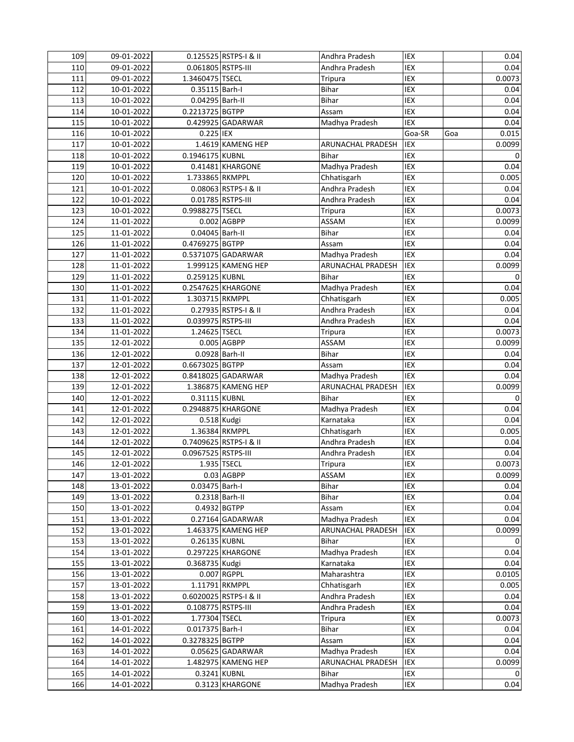| | | | | | | | |
|---|---|---|---|---|---|---|---|
| 109 | 09-01-2022 | 0.125525 | RSTPS-I & II | Andhra Pradesh | IEX | | 0.04 |
| 110 | 09-01-2022 | 0.061805 | RSTPS-III | Andhra Pradesh | IEX | | 0.04 |
| 111 | 09-01-2022 | 1.3460475 | TSECL | Tripura | IEX | | 0.0073 |
| 112 | 10-01-2022 | 0.35115 | Barh-I | Bihar | IEX | | 0.04 |
| 113 | 10-01-2022 | 0.04295 | Barh-II | Bihar | IEX | | 0.04 |
| 114 | 10-01-2022 | 0.2213725 | BGTPP | Assam | IEX | | 0.04 |
| 115 | 10-01-2022 | 0.429925 | GADARWAR | Madhya Pradesh | IEX | | 0.04 |
| 116 | 10-01-2022 | 0.225 | IEX | | Goa-SR | Goa | 0.015 |
| 117 | 10-01-2022 | 1.4619 | KAMENG HEP | ARUNACHAL PRADESH | IEX | | 0.0099 |
| 118 | 10-01-2022 | 0.1946175 | KUBNL | Bihar | IEX | | 0 |
| 119 | 10-01-2022 | 0.41481 | KHARGONE | Madhya Pradesh | IEX | | 0.04 |
| 120 | 10-01-2022 | 1.733865 | RKMPPL | Chhatisgarh | IEX | | 0.005 |
| 121 | 10-01-2022 | 0.08063 | RSTPS-I & II | Andhra Pradesh | IEX | | 0.04 |
| 122 | 10-01-2022 | 0.01785 | RSTPS-III | Andhra Pradesh | IEX | | 0.04 |
| 123 | 10-01-2022 | 0.9988275 | TSECL | Tripura | IEX | | 0.0073 |
| 124 | 11-01-2022 | 0.002 | AGBPP | ASSAM | IEX | | 0.0099 |
| 125 | 11-01-2022 | 0.04045 | Barh-II | Bihar | IEX | | 0.04 |
| 126 | 11-01-2022 | 0.4769275 | BGTPP | Assam | IEX | | 0.04 |
| 127 | 11-01-2022 | 0.5371075 | GADARWAR | Madhya Pradesh | IEX | | 0.04 |
| 128 | 11-01-2022 | 1.999125 | KAMENG HEP | ARUNACHAL PRADESH | IEX | | 0.0099 |
| 129 | 11-01-2022 | 0.259125 | KUBNL | Bihar | IEX | | 0 |
| 130 | 11-01-2022 | 0.2547625 | KHARGONE | Madhya Pradesh | IEX | | 0.04 |
| 131 | 11-01-2022 | 1.303715 | RKMPPL | Chhatisgarh | IEX | | 0.005 |
| 132 | 11-01-2022 | 0.27935 | RSTPS-I & II | Andhra Pradesh | IEX | | 0.04 |
| 133 | 11-01-2022 | 0.039975 | RSTPS-III | Andhra Pradesh | IEX | | 0.04 |
| 134 | 11-01-2022 | 1.24625 | TSECL | Tripura | IEX | | 0.0073 |
| 135 | 12-01-2022 | 0.005 | AGBPP | ASSAM | IEX | | 0.0099 |
| 136 | 12-01-2022 | 0.0928 | Barh-II | Bihar | IEX | | 0.04 |
| 137 | 12-01-2022 | 0.6673025 | BGTPP | Assam | IEX | | 0.04 |
| 138 | 12-01-2022 | 0.8418025 | GADARWAR | Madhya Pradesh | IEX | | 0.04 |
| 139 | 12-01-2022 | 1.386875 | KAMENG HEP | ARUNACHAL PRADESH | IEX | | 0.0099 |
| 140 | 12-01-2022 | 0.31115 | KUBNL | Bihar | IEX | | 0 |
| 141 | 12-01-2022 | 0.2948875 | KHARGONE | Madhya Pradesh | IEX | | 0.04 |
| 142 | 12-01-2022 | 0.518 | Kudgi | Karnataka | IEX | | 0.04 |
| 143 | 12-01-2022 | 1.36384 | RKMPPL | Chhatisgarh | IEX | | 0.005 |
| 144 | 12-01-2022 | 0.7409625 | RSTPS-I & II | Andhra Pradesh | IEX | | 0.04 |
| 145 | 12-01-2022 | 0.0967525 | RSTPS-III | Andhra Pradesh | IEX | | 0.04 |
| 146 | 12-01-2022 | 1.935 | TSECL | Tripura | IEX | | 0.0073 |
| 147 | 13-01-2022 | 0.03 | AGBPP | ASSAM | IEX | | 0.0099 |
| 148 | 13-01-2022 | 0.03475 | Barh-I | Bihar | IEX | | 0.04 |
| 149 | 13-01-2022 | 0.2318 | Barh-II | Bihar | IEX | | 0.04 |
| 150 | 13-01-2022 | 0.4932 | BGTPP | Assam | IEX | | 0.04 |
| 151 | 13-01-2022 | 0.27164 | GADARWAR | Madhya Pradesh | IEX | | 0.04 |
| 152 | 13-01-2022 | 1.463375 | KAMENG HEP | ARUNACHAL PRADESH | IEX | | 0.0099 |
| 153 | 13-01-2022 | 0.26135 | KUBNL | Bihar | IEX | | 0 |
| 154 | 13-01-2022 | 0.297225 | KHARGONE | Madhya Pradesh | IEX | | 0.04 |
| 155 | 13-01-2022 | 0.368735 | Kudgi | Karnataka | IEX | | 0.04 |
| 156 | 13-01-2022 | 0.007 | RGPPL | Maharashtra | IEX | | 0.0105 |
| 157 | 13-01-2022 | 1.11791 | RKMPPL | Chhatisgarh | IEX | | 0.005 |
| 158 | 13-01-2022 | 0.6020025 | RSTPS-I & II | Andhra Pradesh | IEX | | 0.04 |
| 159 | 13-01-2022 | 0.108775 | RSTPS-III | Andhra Pradesh | IEX | | 0.04 |
| 160 | 13-01-2022 | 1.77304 | TSECL | Tripura | IEX | | 0.0073 |
| 161 | 14-01-2022 | 0.017375 | Barh-I | Bihar | IEX | | 0.04 |
| 162 | 14-01-2022 | 0.3278325 | BGTPP | Assam | IEX | | 0.04 |
| 163 | 14-01-2022 | 0.05625 | GADARWAR | Madhya Pradesh | IEX | | 0.04 |
| 164 | 14-01-2022 | 1.482975 | KAMENG HEP | ARUNACHAL PRADESH | IEX | | 0.0099 |
| 165 | 14-01-2022 | 0.3241 | KUBNL | Bihar | IEX | | 0 |
| 166 | 14-01-2022 | 0.3123 | KHARGONE | Madhya Pradesh | IEX | | 0.04 |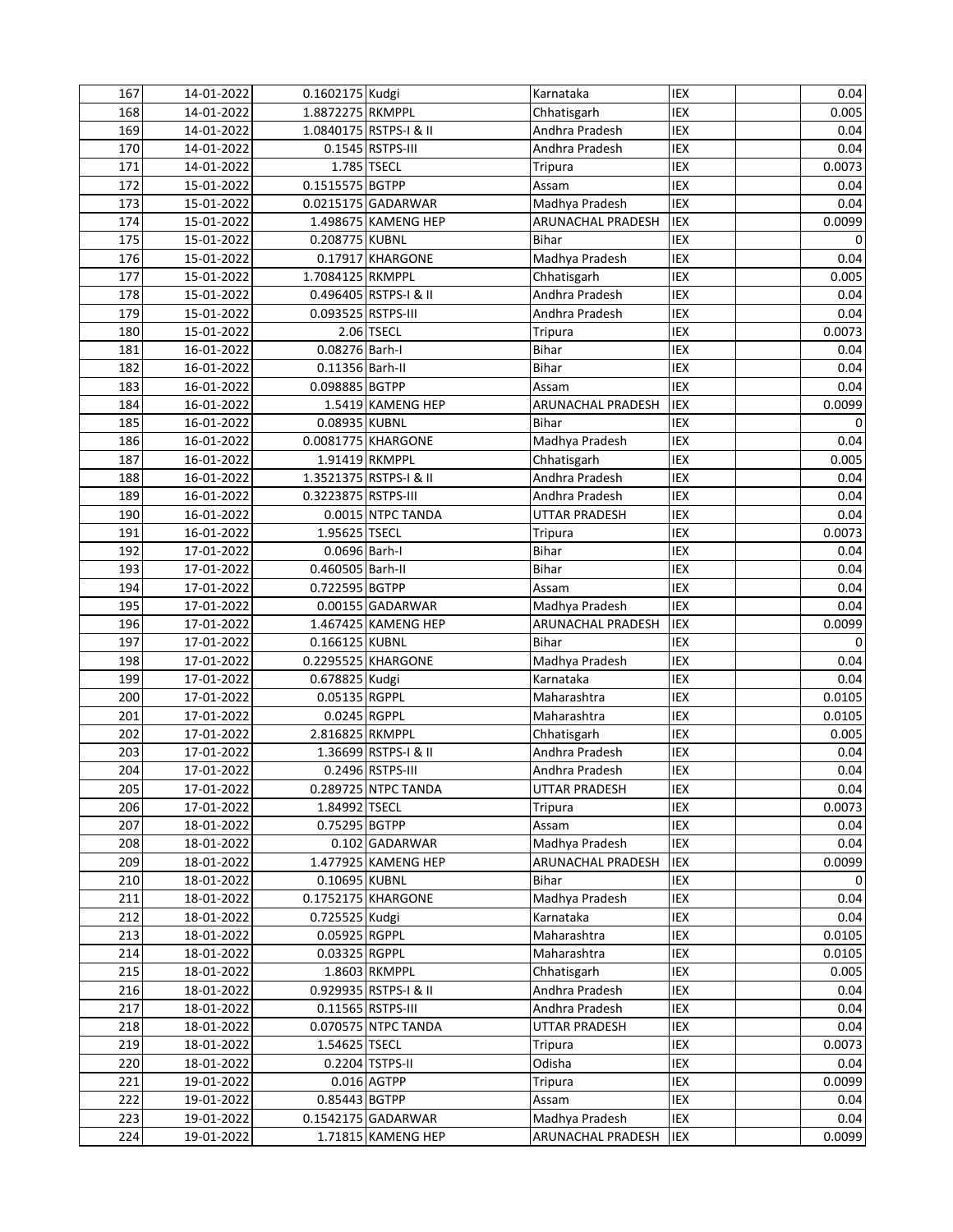| | | | | | | | |
|---|---|---|---|---|---|---|---|
| 167 | 14-01-2022 | 0.1602175 | Kudgi | Karnataka | IEX | | 0.04 |
| 168 | 14-01-2022 | 1.8872275 | RKMPPL | Chhatisgarh | IEX | | 0.005 |
| 169 | 14-01-2022 | 1.0840175 | RSTPS-I & II | Andhra Pradesh | IEX | | 0.04 |
| 170 | 14-01-2022 | 0.1545 | RSTPS-III | Andhra Pradesh | IEX | | 0.04 |
| 171 | 14-01-2022 | 1.785 | TSECL | Tripura | IEX | | 0.0073 |
| 172 | 15-01-2022 | 0.1515575 | BGTPP | Assam | IEX | | 0.04 |
| 173 | 15-01-2022 | 0.0215175 | GADARWAR | Madhya Pradesh | IEX | | 0.04 |
| 174 | 15-01-2022 | 1.498675 | KAMENG HEP | ARUNACHAL PRADESH | IEX | | 0.0099 |
| 175 | 15-01-2022 | 0.208775 | KUBNL | Bihar | IEX | | 0 |
| 176 | 15-01-2022 | 0.17917 | KHARGONE | Madhya Pradesh | IEX | | 0.04 |
| 177 | 15-01-2022 | 1.7084125 | RKMPPL | Chhatisgarh | IEX | | 0.005 |
| 178 | 15-01-2022 | 0.496405 | RSTPS-I & II | Andhra Pradesh | IEX | | 0.04 |
| 179 | 15-01-2022 | 0.093525 | RSTPS-III | Andhra Pradesh | IEX | | 0.04 |
| 180 | 15-01-2022 | 2.06 | TSECL | Tripura | IEX | | 0.0073 |
| 181 | 16-01-2022 | 0.08276 | Barh-I | Bihar | IEX | | 0.04 |
| 182 | 16-01-2022 | 0.11356 | Barh-II | Bihar | IEX | | 0.04 |
| 183 | 16-01-2022 | 0.098885 | BGTPP | Assam | IEX | | 0.04 |
| 184 | 16-01-2022 | 1.5419 | KAMENG HEP | ARUNACHAL PRADESH | IEX | | 0.0099 |
| 185 | 16-01-2022 | 0.08935 | KUBNL | Bihar | IEX | | 0 |
| 186 | 16-01-2022 | 0.0081775 | KHARGONE | Madhya Pradesh | IEX | | 0.04 |
| 187 | 16-01-2022 | 1.91419 | RKMPPL | Chhatisgarh | IEX | | 0.005 |
| 188 | 16-01-2022 | 1.3521375 | RSTPS-I & II | Andhra Pradesh | IEX | | 0.04 |
| 189 | 16-01-2022 | 0.3223875 | RSTPS-III | Andhra Pradesh | IEX | | 0.04 |
| 190 | 16-01-2022 | 0.0015 | NTPC TANDA | UTTAR PRADESH | IEX | | 0.04 |
| 191 | 16-01-2022 | 1.95625 | TSECL | Tripura | IEX | | 0.0073 |
| 192 | 17-01-2022 | 0.0696 | Barh-I | Bihar | IEX | | 0.04 |
| 193 | 17-01-2022 | 0.460505 | Barh-II | Bihar | IEX | | 0.04 |
| 194 | 17-01-2022 | 0.722595 | BGTPP | Assam | IEX | | 0.04 |
| 195 | 17-01-2022 | 0.00155 | GADARWAR | Madhya Pradesh | IEX | | 0.04 |
| 196 | 17-01-2022 | 1.467425 | KAMENG HEP | ARUNACHAL PRADESH | IEX | | 0.0099 |
| 197 | 17-01-2022 | 0.166125 | KUBNL | Bihar | IEX | | 0 |
| 198 | 17-01-2022 | 0.2295525 | KHARGONE | Madhya Pradesh | IEX | | 0.04 |
| 199 | 17-01-2022 | 0.678825 | Kudgi | Karnataka | IEX | | 0.04 |
| 200 | 17-01-2022 | 0.05135 | RGPPL | Maharashtra | IEX | | 0.0105 |
| 201 | 17-01-2022 | 0.0245 | RGPPL | Maharashtra | IEX | | 0.0105 |
| 202 | 17-01-2022 | 2.816825 | RKMPPL | Chhatisgarh | IEX | | 0.005 |
| 203 | 17-01-2022 | 1.36699 | RSTPS-I & II | Andhra Pradesh | IEX | | 0.04 |
| 204 | 17-01-2022 | 0.2496 | RSTPS-III | Andhra Pradesh | IEX | | 0.04 |
| 205 | 17-01-2022 | 0.289725 | NTPC TANDA | UTTAR PRADESH | IEX | | 0.04 |
| 206 | 17-01-2022 | 1.84992 | TSECL | Tripura | IEX | | 0.0073 |
| 207 | 18-01-2022 | 0.75295 | BGTPP | Assam | IEX | | 0.04 |
| 208 | 18-01-2022 | 0.102 | GADARWAR | Madhya Pradesh | IEX | | 0.04 |
| 209 | 18-01-2022 | 1.477925 | KAMENG HEP | ARUNACHAL PRADESH | IEX | | 0.0099 |
| 210 | 18-01-2022 | 0.10695 | KUBNL | Bihar | IEX | | 0 |
| 211 | 18-01-2022 | 0.1752175 | KHARGONE | Madhya Pradesh | IEX | | 0.04 |
| 212 | 18-01-2022 | 0.725525 | Kudgi | Karnataka | IEX | | 0.04 |
| 213 | 18-01-2022 | 0.05925 | RGPPL | Maharashtra | IEX | | 0.0105 |
| 214 | 18-01-2022 | 0.03325 | RGPPL | Maharashtra | IEX | | 0.0105 |
| 215 | 18-01-2022 | 1.8603 | RKMPPL | Chhatisgarh | IEX | | 0.005 |
| 216 | 18-01-2022 | 0.929935 | RSTPS-I & II | Andhra Pradesh | IEX | | 0.04 |
| 217 | 18-01-2022 | 0.11565 | RSTPS-III | Andhra Pradesh | IEX | | 0.04 |
| 218 | 18-01-2022 | 0.070575 | NTPC TANDA | UTTAR PRADESH | IEX | | 0.04 |
| 219 | 18-01-2022 | 1.54625 | TSECL | Tripura | IEX | | 0.0073 |
| 220 | 18-01-2022 | 0.2204 | TSTPS-II | Odisha | IEX | | 0.04 |
| 221 | 19-01-2022 | 0.016 | AGTPP | Tripura | IEX | | 0.0099 |
| 222 | 19-01-2022 | 0.85443 | BGTPP | Assam | IEX | | 0.04 |
| 223 | 19-01-2022 | 0.1542175 | GADARWAR | Madhya Pradesh | IEX | | 0.04 |
| 224 | 19-01-2022 | 1.71815 | KAMENG HEP | ARUNACHAL PRADESH | IEX | | 0.0099 |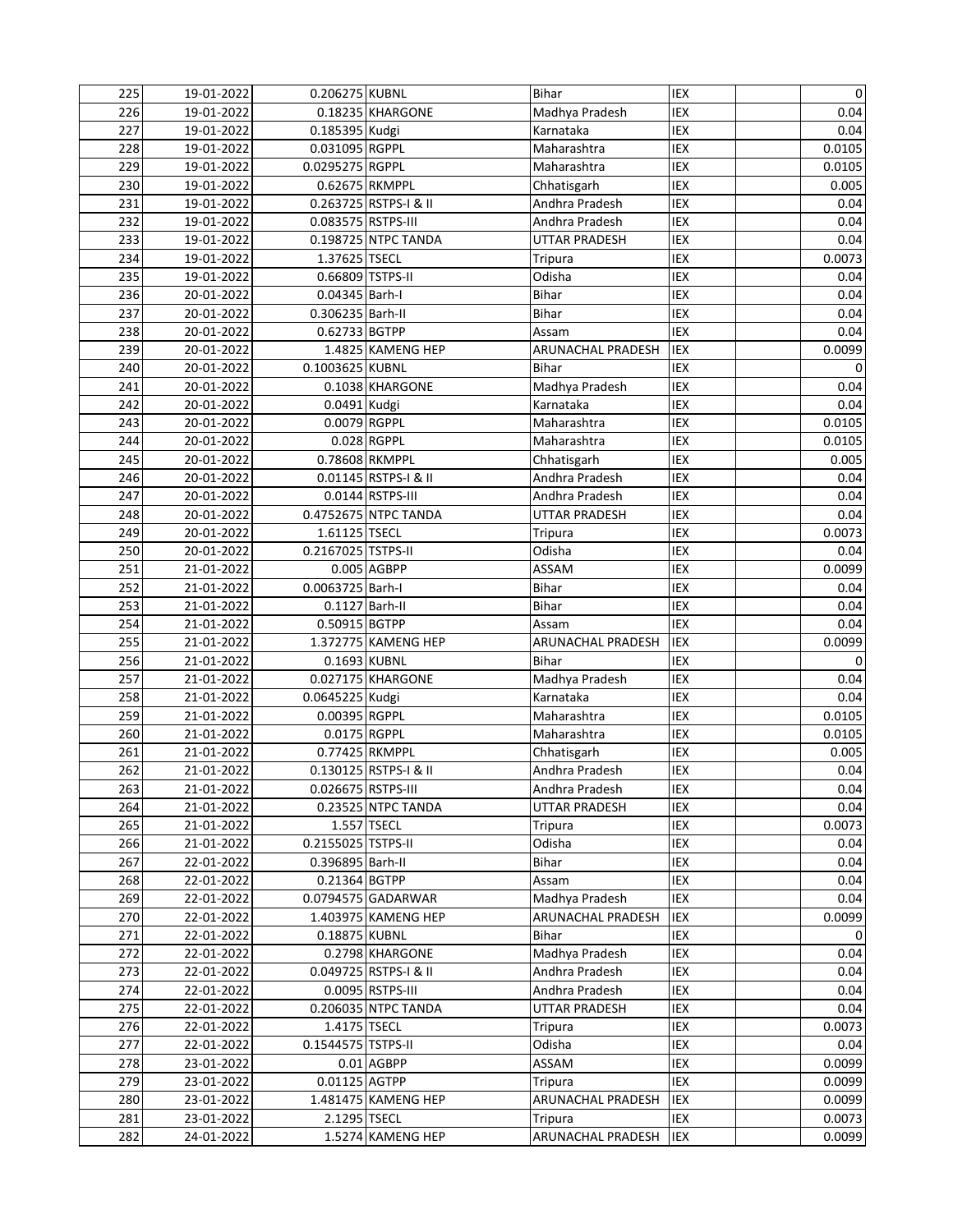| | | | | | | | |
|---|---|---|---|---|---|---|---|
| 225 | 19-01-2022 | 0.206275 | KUBNL | Bihar | IEX | | 0 |
| 226 | 19-01-2022 | 0.18235 | KHARGONE | Madhya Pradesh | IEX | | 0.04 |
| 227 | 19-01-2022 | 0.185395 | Kudgi | Karnataka | IEX | | 0.04 |
| 228 | 19-01-2022 | 0.031095 | RGPPL | Maharashtra | IEX | | 0.0105 |
| 229 | 19-01-2022 | 0.0295275 | RGPPL | Maharashtra | IEX | | 0.0105 |
| 230 | 19-01-2022 | 0.62675 | RKMPPL | Chhatisgarh | IEX | | 0.005 |
| 231 | 19-01-2022 | 0.263725 | RSTPS-I & II | Andhra Pradesh | IEX | | 0.04 |
| 232 | 19-01-2022 | 0.083575 | RSTPS-III | Andhra Pradesh | IEX | | 0.04 |
| 233 | 19-01-2022 | 0.198725 | NTPC TANDA | UTTAR PRADESH | IEX | | 0.04 |
| 234 | 19-01-2022 | 1.37625 | TSECL | Tripura | IEX | | 0.0073 |
| 235 | 19-01-2022 | 0.66809 | TSTPS-II | Odisha | IEX | | 0.04 |
| 236 | 20-01-2022 | 0.04345 | Barh-I | Bihar | IEX | | 0.04 |
| 237 | 20-01-2022 | 0.306235 | Barh-II | Bihar | IEX | | 0.04 |
| 238 | 20-01-2022 | 0.62733 | BGTPP | Assam | IEX | | 0.04 |
| 239 | 20-01-2022 | 1.4825 | KAMENG HEP | ARUNACHAL PRADESH | IEX | | 0.0099 |
| 240 | 20-01-2022 | 0.1003625 | KUBNL | Bihar | IEX | | 0 |
| 241 | 20-01-2022 | 0.1038 | KHARGONE | Madhya Pradesh | IEX | | 0.04 |
| 242 | 20-01-2022 | 0.0491 | Kudgi | Karnataka | IEX | | 0.04 |
| 243 | 20-01-2022 | 0.0079 | RGPPL | Maharashtra | IEX | | 0.0105 |
| 244 | 20-01-2022 | 0.028 | RGPPL | Maharashtra | IEX | | 0.0105 |
| 245 | 20-01-2022 | 0.78608 | RKMPPL | Chhatisgarh | IEX | | 0.005 |
| 246 | 20-01-2022 | 0.01145 | RSTPS-I & II | Andhra Pradesh | IEX | | 0.04 |
| 247 | 20-01-2022 | 0.0144 | RSTPS-III | Andhra Pradesh | IEX | | 0.04 |
| 248 | 20-01-2022 | 0.4752675 | NTPC TANDA | UTTAR PRADESH | IEX | | 0.04 |
| 249 | 20-01-2022 | 1.61125 | TSECL | Tripura | IEX | | 0.0073 |
| 250 | 20-01-2022 | 0.2167025 | TSTPS-II | Odisha | IEX | | 0.04 |
| 251 | 21-01-2022 | 0.005 | AGBPP | ASSAM | IEX | | 0.0099 |
| 252 | 21-01-2022 | 0.0063725 | Barh-I | Bihar | IEX | | 0.04 |
| 253 | 21-01-2022 | 0.1127 | Barh-II | Bihar | IEX | | 0.04 |
| 254 | 21-01-2022 | 0.50915 | BGTPP | Assam | IEX | | 0.04 |
| 255 | 21-01-2022 | 1.372775 | KAMENG HEP | ARUNACHAL PRADESH | IEX | | 0.0099 |
| 256 | 21-01-2022 | 0.1693 | KUBNL | Bihar | IEX | | 0 |
| 257 | 21-01-2022 | 0.027175 | KHARGONE | Madhya Pradesh | IEX | | 0.04 |
| 258 | 21-01-2022 | 0.0645225 | Kudgi | Karnataka | IEX | | 0.04 |
| 259 | 21-01-2022 | 0.00395 | RGPPL | Maharashtra | IEX | | 0.0105 |
| 260 | 21-01-2022 | 0.0175 | RGPPL | Maharashtra | IEX | | 0.0105 |
| 261 | 21-01-2022 | 0.77425 | RKMPPL | Chhatisgarh | IEX | | 0.005 |
| 262 | 21-01-2022 | 0.130125 | RSTPS-I & II | Andhra Pradesh | IEX | | 0.04 |
| 263 | 21-01-2022 | 0.026675 | RSTPS-III | Andhra Pradesh | IEX | | 0.04 |
| 264 | 21-01-2022 | 0.23525 | NTPC TANDA | UTTAR PRADESH | IEX | | 0.04 |
| 265 | 21-01-2022 | 1.557 | TSECL | Tripura | IEX | | 0.0073 |
| 266 | 21-01-2022 | 0.2155025 | TSTPS-II | Odisha | IEX | | 0.04 |
| 267 | 22-01-2022 | 0.396895 | Barh-II | Bihar | IEX | | 0.04 |
| 268 | 22-01-2022 | 0.21364 | BGTPP | Assam | IEX | | 0.04 |
| 269 | 22-01-2022 | 0.0794575 | GADARWAR | Madhya Pradesh | IEX | | 0.04 |
| 270 | 22-01-2022 | 1.403975 | KAMENG HEP | ARUNACHAL PRADESH | IEX | | 0.0099 |
| 271 | 22-01-2022 | 0.18875 | KUBNL | Bihar | IEX | | 0 |
| 272 | 22-01-2022 | 0.2798 | KHARGONE | Madhya Pradesh | IEX | | 0.04 |
| 273 | 22-01-2022 | 0.049725 | RSTPS-I & II | Andhra Pradesh | IEX | | 0.04 |
| 274 | 22-01-2022 | 0.0095 | RSTPS-III | Andhra Pradesh | IEX | | 0.04 |
| 275 | 22-01-2022 | 0.206035 | NTPC TANDA | UTTAR PRADESH | IEX | | 0.04 |
| 276 | 22-01-2022 | 1.4175 | TSECL | Tripura | IEX | | 0.0073 |
| 277 | 22-01-2022 | 0.1544575 | TSTPS-II | Odisha | IEX | | 0.04 |
| 278 | 23-01-2022 | 0.01 | AGBPP | ASSAM | IEX | | 0.0099 |
| 279 | 23-01-2022 | 0.01125 | AGTPP | Tripura | IEX | | 0.0099 |
| 280 | 23-01-2022 | 1.481475 | KAMENG HEP | ARUNACHAL PRADESH | IEX | | 0.0099 |
| 281 | 23-01-2022 | 2.1295 | TSECL | Tripura | IEX | | 0.0073 |
| 282 | 24-01-2022 | 1.5274 | KAMENG HEP | ARUNACHAL PRADESH | IEX | | 0.0099 |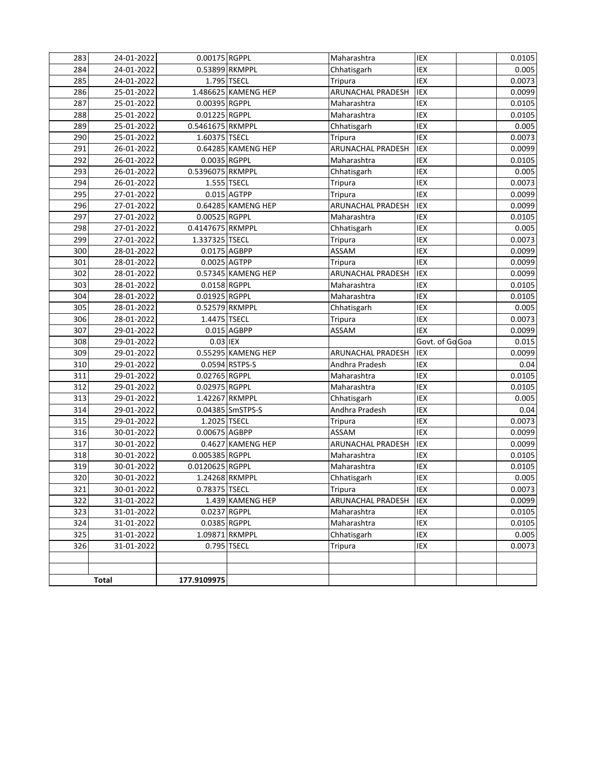| | | | | | | | |
|---|---|---|---|---|---|---|---|
| 283 | 24-01-2022 | 0.00175 | RGPPL | Maharashtra | IEX | | 0.0105 |
| 284 | 24-01-2022 | 0.53899 | RKMPPL | Chhatisgarh | IEX | | 0.005 |
| 285 | 24-01-2022 | 1.795 | TSECL | Tripura | IEX | | 0.0073 |
| 286 | 25-01-2022 | 1.486625 | KAMENG HEP | ARUNACHAL PRADESH | IEX | | 0.0099 |
| 287 | 25-01-2022 | 0.00395 | RGPPL | Maharashtra | IEX | | 0.0105 |
| 288 | 25-01-2022 | 0.01225 | RGPPL | Maharashtra | IEX | | 0.0105 |
| 289 | 25-01-2022 | 0.5461675 | RKMPPL | Chhatisgarh | IEX | | 0.005 |
| 290 | 25-01-2022 | 1.60375 | TSECL | Tripura | IEX | | 0.0073 |
| 291 | 26-01-2022 | 0.64285 | KAMENG HEP | ARUNACHAL PRADESH | IEX | | 0.0099 |
| 292 | 26-01-2022 | 0.0035 | RGPPL | Maharashtra | IEX | | 0.0105 |
| 293 | 26-01-2022 | 0.5396075 | RKMPPL | Chhatisgarh | IEX | | 0.005 |
| 294 | 26-01-2022 | 1.555 | TSECL | Tripura | IEX | | 0.0073 |
| 295 | 27-01-2022 | 0.015 | AGTPP | Tripura | IEX | | 0.0099 |
| 296 | 27-01-2022 | 0.64285 | KAMENG HEP | ARUNACHAL PRADESH | IEX | | 0.0099 |
| 297 | 27-01-2022 | 0.00525 | RGPPL | Maharashtra | IEX | | 0.0105 |
| 298 | 27-01-2022 | 0.4147675 | RKMPPL | Chhatisgarh | IEX | | 0.005 |
| 299 | 27-01-2022 | 1.337325 | TSECL | Tripura | IEX | | 0.0073 |
| 300 | 28-01-2022 | 0.0175 | AGBPP | ASSAM | IEX | | 0.0099 |
| 301 | 28-01-2022 | 0.0025 | AGTPP | Tripura | IEX | | 0.0099 |
| 302 | 28-01-2022 | 0.57345 | KAMENG HEP | ARUNACHAL PRADESH | IEX | | 0.0099 |
| 303 | 28-01-2022 | 0.0158 | RGPPL | Maharashtra | IEX | | 0.0105 |
| 304 | 28-01-2022 | 0.01925 | RGPPL | Maharashtra | IEX | | 0.0105 |
| 305 | 28-01-2022 | 0.52579 | RKMPPL | Chhatisgarh | IEX | | 0.005 |
| 306 | 28-01-2022 | 1.4475 | TSECL | Tripura | IEX | | 0.0073 |
| 307 | 29-01-2022 | 0.015 | AGBPP | ASSAM | IEX | | 0.0099 |
| 308 | 29-01-2022 | 0.03 | IEX | | Govt. of Go | Goa | 0.015 |
| 309 | 29-01-2022 | 0.55295 | KAMENG HEP | ARUNACHAL PRADESH | IEX | | 0.0099 |
| 310 | 29-01-2022 | 0.0594 | RSTPS-S | Andhra Pradesh | IEX | | 0.04 |
| 311 | 29-01-2022 | 0.02765 | RGPPL | Maharashtra | IEX | | 0.0105 |
| 312 | 29-01-2022 | 0.02975 | RGPPL | Maharashtra | IEX | | 0.0105 |
| 313 | 29-01-2022 | 1.42267 | RKMPPL | Chhatisgarh | IEX | | 0.005 |
| 314 | 29-01-2022 | 0.04385 | SmSTPS-S | Andhra Pradesh | IEX | | 0.04 |
| 315 | 29-01-2022 | 1.2025 | TSECL | Tripura | IEX | | 0.0073 |
| 316 | 30-01-2022 | 0.00675 | AGBPP | ASSAM | IEX | | 0.0099 |
| 317 | 30-01-2022 | 0.4627 | KAMENG HEP | ARUNACHAL PRADESH | IEX | | 0.0099 |
| 318 | 30-01-2022 | 0.005385 | RGPPL | Maharashtra | IEX | | 0.0105 |
| 319 | 30-01-2022 | 0.0120625 | RGPPL | Maharashtra | IEX | | 0.0105 |
| 320 | 30-01-2022 | 1.24268 | RKMPPL | Chhatisgarh | IEX | | 0.005 |
| 321 | 30-01-2022 | 0.78375 | TSECL | Tripura | IEX | | 0.0073 |
| 322 | 31-01-2022 | 1.439 | KAMENG HEP | ARUNACHAL PRADESH | IEX | | 0.0099 |
| 323 | 31-01-2022 | 0.0237 | RGPPL | Maharashtra | IEX | | 0.0105 |
| 324 | 31-01-2022 | 0.0385 | RGPPL | Maharashtra | IEX | | 0.0105 |
| 325 | 31-01-2022 | 1.09871 | RKMPPL | Chhatisgarh | IEX | | 0.005 |
| 326 | 31-01-2022 | 0.795 | TSECL | Tripura | IEX | | 0.0073 |
| | | | | | | | |
| | | | | | | | |
| **Total** | | **177.9109975** | | | | | |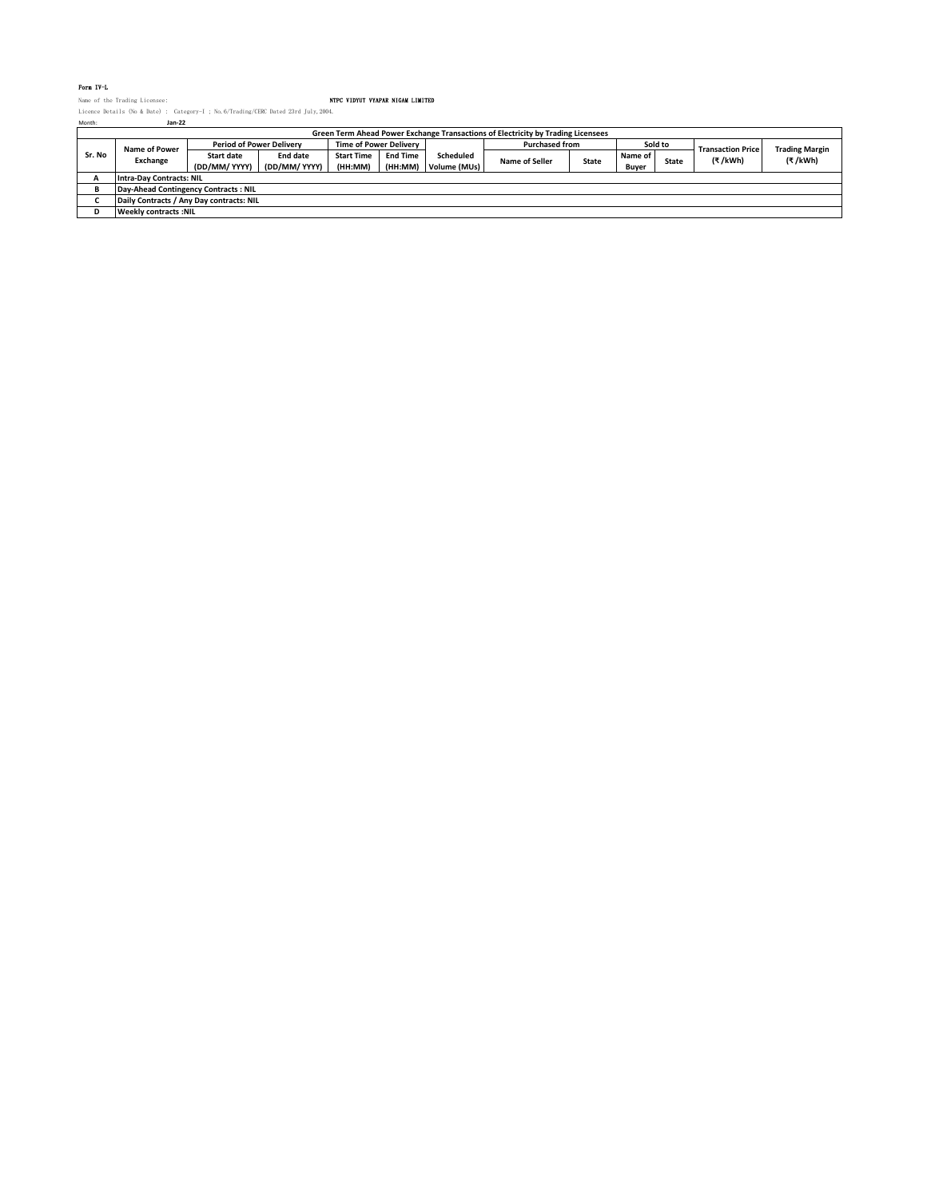Form IV-L

Name of the Trading Licensee: NTPC VIDYUT VYAPAR NIGAM LIMITED

Licence Details (No & Date) : Category-I ; No.6/Trading/CERC Dated 23rd July,2004.

Month: Jan-22

| Green Term Ahead Power Exchange Transactions of Electricity by Trading Licensees | | | | | | | | | | | | | |
|---|---|---|---|---|---|---|---|---|---|---|---|---|---|
| Sr. No | Name of Power Exchange | Period of Power Delivery | | Time of Power Delivery | | Scheduled Volume (MUs) | Purchased from | | Sold to | | Transaction Price (₹ /kWh) | Trading Margin (₹ /kWh) |
| | | Start date (DD/MM/ YYYY) | End date (DD/MM/ YYYY) | Start Time (HH:MM) | End Time (HH:MM) | | Name of Seller | State | Name of Buyer | State | | |
| A | Intra-Day Contracts: NIL | | | | | | | | | | | |
| B | Day-Ahead Contingency Contracts : NIL | | | | | | | | | | | |
| C | Daily Contracts / Any Day contracts: NIL | | | | | | | | | | | |
| D | Weekly contracts :NIL | | | | | | | | | | | |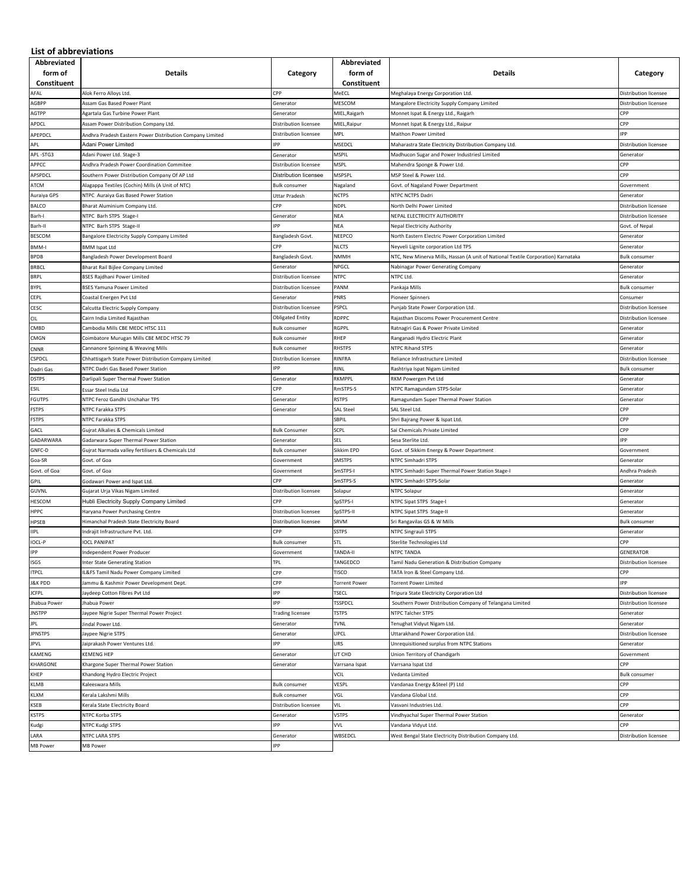## List of abbreviations

| Abbreviated form of Constituent | Details | Category | Abbreviated form of Constituent | Details | Category |
|---|---|---|---|---|---|
| AFAL | Alok Ferro Alloys Ltd. | CPP | MeECL | Meghalaya Energy Corporation Ltd. | Distribution licensee |
| AGBPP | Assam Gas Based Power Plant | Generator | MESCOM | Mangalore Electricity Supply Company Limited | Distribution licensee |
| AGTPP | Agartala Gas Turbine Power Plant | Generator | MIEL,Raigarh | Monnet Ispat & Energy Ltd., Raigarh | CPP |
| APDCL | Assam Power Distribution Company Ltd. | Distribution licensee | MIEL,Raipur | Monnet Ispat & Energy Ltd., Raipur | CPP |
| APEPDCL | Andhra Pradesh Eastern Power Distribution Company Limited | Distribution licensee | MPL | Maithon Power Limited | IPP |
| APL | Adani Power Limited | IPP | MSEDCL | Maharastra State Electricity Distribution Company Ltd. | Distribution licensee |
| APL -STG3 | Adani Power Ltd. Stage-3 | Generator | MSPIL | Madhucon Sugar and Power Industriesl Limited | Generator |
| APPCC | Andhra Pradesh Power Coordination Commitee | Distribution licensee | MSPL | Mahendra Sponge & Power Ltd. | CPP |
| APSPDCL | Southern Power Distribution Company Of AP Ltd | Distribution licensee | MSPSPL | MSP Steel & Power Ltd. | CPP |
| ATCM | Alagappa Textiles (Cochin) Mills (A Unit of NTC) | Bulk consumer | Nagaland | Govt. of Nagaland Power Department | Government |
| Auraiya GPS | NTPC Auraiya Gas Based Power Station | Uttar Pradesh | NCTPS | NTPC NCTPS Dadri | Generator |
| BALCO | Bharat Aluminium Company Ltd. | CPP | NDPL | North Delhi Power Limited | Distribution licensee |
| Barh-I | NTPC Barh STPS Stage-I | Generator | NEA | NEPAL ELECTRICITY AUTHORITY | Distribution licensee |
| Barh-II | NTPC Barh STPS Stage-II | IPP | NEA | Nepal Electricity Authority | Govt. of Nepal |
| BESCOM | Bangalore Electricity Supply Company Limited | Bangladesh Govt. | NEEPCO | North Eastern Electric Power Corporation Limited | Generator |
| BMM-I | BMM Ispat Ltd | CPP | NLCTS | Neyveli Lignite corporation Ltd TPS | Generator |
| BPDB | Bangladesh Power Development Board | Bangladesh Govt. | NMMH | NTC, New Minerva Mills, Hassan (A unit of National Textile Corporation) Karnataka | Bulk consumer |
| BRBCL | Bharat Rail Bijlee Company Limited | Generator | NPGCL | Nabinagar Power Generating Company | Generator |
| BRPL | BSES Rajdhani Power Limited | Distribution licensee | NTPC | NTPC Ltd. | Generator |
| BYPL | BSES Yamuna Power Limited | Distribution licensee | PANM | Pankaja Mills | Bulk consumer |
| CEPL | Coastal Energen Pvt Ltd | Generator | PNRS | Pioneer Spinners | Consumer |
| CESC | Calcutta Electric Supply Company | Distribution licensee | PSPCL | Punjab State Power Corporation Ltd. | Distribution licensee |
| CIL | Cairn India Limited Rajasthan | Obligated Entity | RDPPC | Rajasthan Discoms Power Procurement Centre | Distribution licensee |
| CMBD | Cambodia Mills CBE MEDC HTSC 111 | Bulk consumer | RGPPL | Ratnagiri Gas & Power Private Limited | Generator |
| CMGN | Coimbatore Murugan Mills CBE MEDC HTSC 79 | Bulk consumer | RHEP | Ranganadi Hydro Electric Plant | Generator |
| CNNR | Cannanore Spinning & Weaving Mills | Bulk consumer | RHSTPS | NTPC Rihand STPS | Generator |
| CSPDCL | Chhattisgarh State Power Distribution Company Limited | Distribution licensee | RINFRA | Reliance Infrastructure Limited | Distribution licensee |
| Dadri Gas | NTPC Dadri Gas Based Power Station | IPP | RINL | Rashtriya Ispat Nigam Limited | Bulk consumer |
| DSTPS | Darlipali Super Thermal Power Station | Generator | RKMPPL | RKM Powergen Pvt Ltd | Generator |
| ESIL | Essar Steel India Ltd | CPP | RmSTPS-S | NTPC Ramagundam STPS-Solar | Generator |
| FGUTPS | NTPC Feroz Gandhi Unchahar TPS | Generator | RSTPS | Ramagundam Super Thermal Power Station | Generator |
| FSTPS | NTPC Farakka STPS | Generator | SAL Steel | SAL Steel Ltd. | CPP |
| FSTPS | NTPC Farakka STPS | | SBPIL | Shri Bajrang Power & Ispat Ltd. | CPP |
| GACL | Gujrat Alkalies & Chemicals Limited | Bulk Consumer | SCPL | Sai Chemicals Private Limited | CPP |
| GADARWARA | Gadarwara Super Thermal Power Station | Generator | SEL | Sesa Sterlite Ltd. | IPP |
| GNFC-D | Gujrat Narmada valley fertilisers & Chemicals Ltd | Bulk consumer | Sikkim EPD | Govt. of Sikkim Energy & Power Department | Government |
| Goa-SR | Govt. of Goa | Government | SMSTPS | NTPC Simhadri STPS | Generator |
| Govt. of Goa | Govt. of Goa | Government | SmSTPS-I | NTPC Simhadri Super Thermal Power Station Stage-I | Andhra Pradesh |
| GPIL | Godawari Power and Ispat Ltd. | CPP | SmSTPS-S | NTPC Simhadri STPS-Solar | Generator |
| GUVNL | Gujarat Urja Vikas Nigam Limited | Distribution licensee | Solapur | NTPC Solapur | Generator |
| HESCOM | Hubli Electricity Supply Company Limited | CPP | SpSTPS-I | NTPC Sipat STPS Stage-I | Generator |
| HPPC | Haryana Power Purchasing Centre | Distribution licensee | SpSTPS-II | NTPC Sipat STPS Stage-II | Generator |
| HPSEB | Himanchal Pradesh State Electricity Board | Distribution licensee | SRVM | Sri Rangavilas GS & W Mills | Bulk consumer |
| IIPL | Indrajit Infrastructure Pvt. Ltd. | CPP | SSTPS | NTPC Singrauli STPS | Generator |
| IOCL-P | IOCL PANIPAT | Bulk consumer | STL | Sterlite Technologies Ltd | CPP |
| IPP | Independent Power Producer | Government | TANDA-II | NTPC TANDA | GENERATOR |
| ISGS | Inter State Generating Station | TPL | TANGEDCO | Tamil Nadu Generation & Distribution Company | Distribution licensee |
| ITPCL | IL&FS Tamil Nadu Power Company Limited | CPP | TISCO | TATA Iron & Steel Company Ltd. | CPP |
| J&K PDD | Jammu & Kashmir Power Development Dept. | CPP | Torrent Power | Torrent Power Limited | IPP |
| JCFPL | Jaydeep Cotton Fibres Pvt Ltd | IPP | TSECL | Tripura State Electricity Corporation Ltd | Distribution licensee |
| Jhabua Power | Jhabua Power | IPP | TSSPDCL | Southern Power Distribution Company of Telangana Limited | Distribution licensee |
| JNSTPP | Jaypee Nigrie Super Thermal Power Project | Trading licensee | TSTPS | NTPC Talcher STPS | Generator |
| JPL | Jindal Power Ltd. | Generator | TVNL | Tenughat Vidyut Nigam Ltd. | Generator |
| JPNSTPS | Jaypee Nigrie STPS | Generator | UPCL | Uttarakhand Power Corporation Ltd. | Distribution licensee |
| JPVL | Jaiprakash Power Ventures Ltd. | IPP | URS | Unrequisitioned surplus from NTPC Stations | Generator |
| KAMENG | KEMENG HEP | Generator | UT CHD | Union Territory of Chandigarh | Government |
| KHARGONE | Khargone Super Thermal Power Station | Generator | Varrsana Ispat | Varrsana Ispat Ltd | CPP |
| KHEP | Khandong Hydro Electric Project | | VCIL | Vedanta Limited | Bulk consumer |
| KLMB | Kaleeswara Mills | Bulk consumer | VESPL | Vandanaa Energy &Steel (P) Ltd | CPP |
| KLXM | Kerala Lakshmi Mills | Bulk consumer | VGL | Vandana Global Ltd. | CPP |
| KSEB | Kerala State Electricity Board | Distribution licensee | VIL | Vasvani Industries Ltd. | CPP |
| KSTPS | NTPC Korba STPS | Generator | VSTPS | Vindhyachal Super Thermal Power Station | Generator |
| Kudgi | NTPC Kudgi STPS | IPP | VVL | Vandana Vidyut Ltd. | CPP |
| LARA | NTPC LARA STPS | Generator | WBSEDCL | West Bengal State Electricity Distribution Company Ltd. | Distribution licensee |
| MB Power | MB Power | IPP | | | |